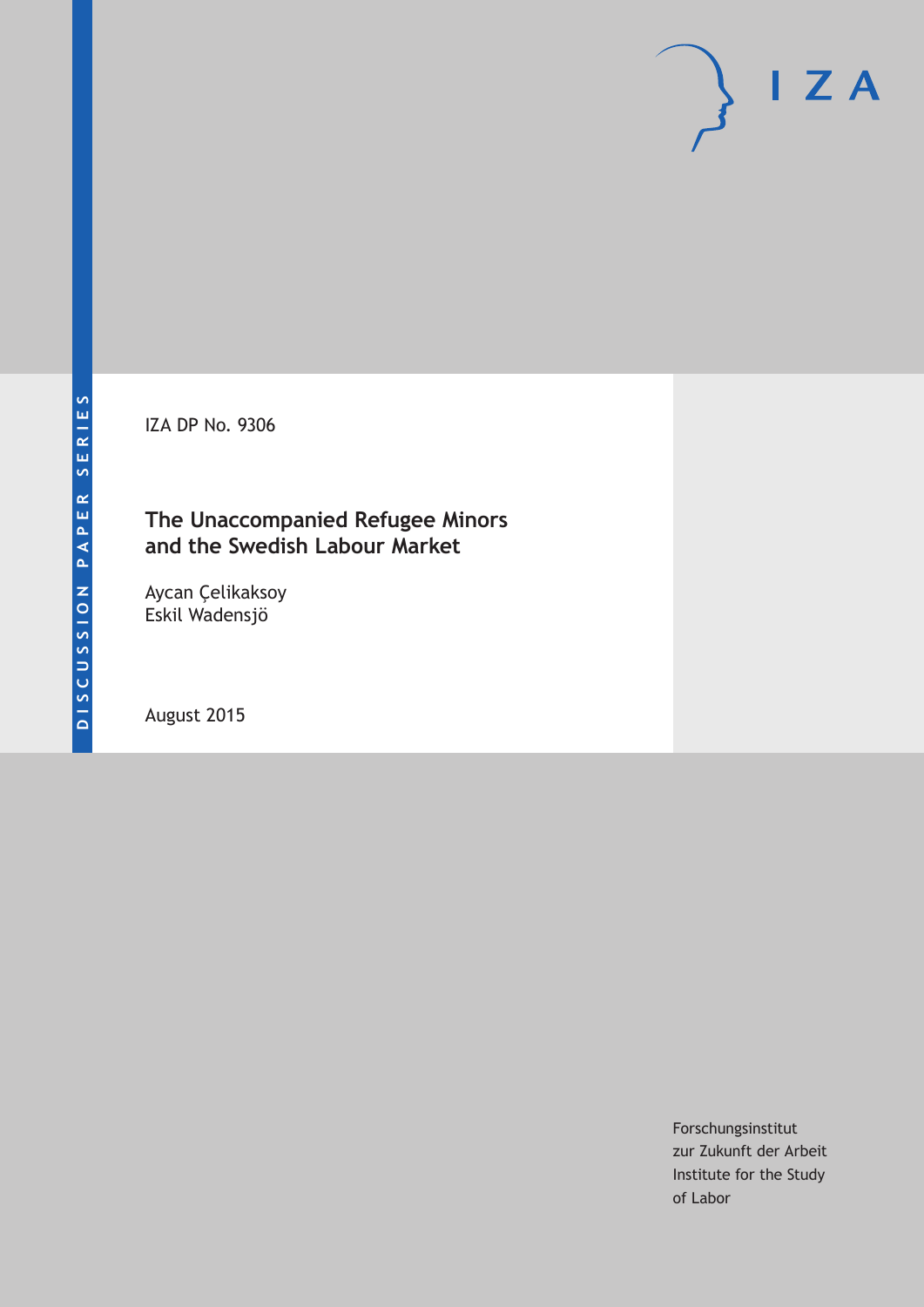DISCUSSION PAPER SERIES

IZA DP No. 9306

# The Unaccompanied Refugee Minors and the Swedish Labour Market

Aycan Çelikaksoy
Eskil Wadensjö

August 2015

Forschungsinstitut
zur Zukunft der Arbeit
Institute for the Study
of Labor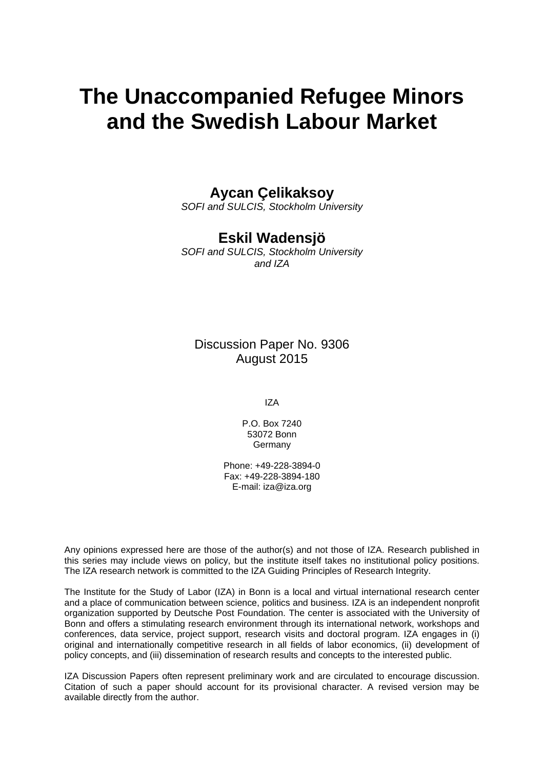# The Unaccompanied Refugee Minors and the Swedish Labour Market

**Aycan Çelikaksoy**
*SOFI and SULCIS, Stockholm University*

**Eskil Wadensjö**
*SOFI and SULCIS, Stockholm University and IZA*

Discussion Paper No. 9306
August 2015

IZA

P.O. Box 7240
53072 Bonn
Germany

Phone: +49-228-3894-0
Fax: +49-228-3894-180
E-mail: iza@iza.org

Any opinions expressed here are those of the author(s) and not those of IZA. Research published in this series may include views on policy, but the institute itself takes no institutional policy positions. The IZA research network is committed to the IZA Guiding Principles of Research Integrity.

The Institute for the Study of Labor (IZA) in Bonn is a local and virtual international research center and a place of communication between science, politics and business. IZA is an independent nonprofit organization supported by Deutsche Post Foundation. The center is associated with the University of Bonn and offers a stimulating research environment through its international network, workshops and conferences, data service, project support, research visits and doctoral program. IZA engages in (i) original and internationally competitive research in all fields of labor economics, (ii) development of policy concepts, and (iii) dissemination of research results and concepts to the interested public.

IZA Discussion Papers often represent preliminary work and are circulated to encourage discussion. Citation of such a paper should account for its provisional character. A revised version may be available directly from the author.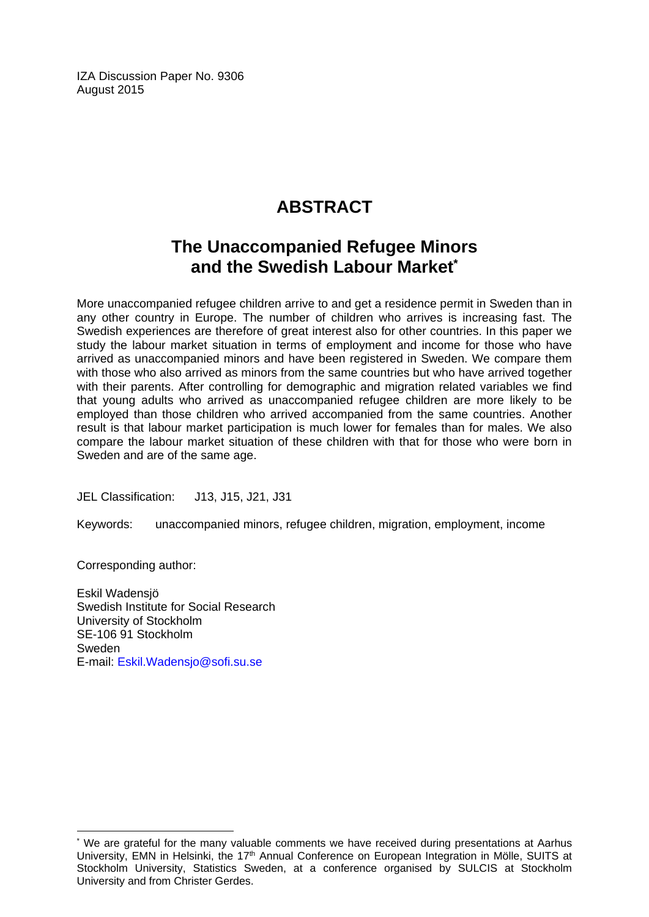IZA Discussion Paper No. 9306
August 2015

# ABSTRACT

## The Unaccompanied Refugee Minors and the Swedish Labour Market[*]

More unaccompanied refugee children arrive to and get a residence permit in Sweden than in any other country in Europe. The number of children who arrives is increasing fast. The Swedish experiences are therefore of great interest also for other countries. In this paper we study the labour market situation in terms of employment and income for those who have arrived as unaccompanied minors and have been registered in Sweden. We compare them with those who also arrived as minors from the same countries but who have arrived together with their parents. After controlling for demographic and migration related variables we find that young adults who arrived as unaccompanied refugee children are more likely to be employed than those children who arrived accompanied from the same countries. Another result is that labour market participation is much lower for females than for males. We also compare the labour market situation of these children with that for those who were born in Sweden and are of the same age.

JEL Classification: J13, J15, J21, J31

Keywords: unaccompanied minors, refugee children, migration, employment, income

Corresponding author:

Eskil Wadensjö
Swedish Institute for Social Research
University of Stockholm
SE-106 91 Stockholm
Sweden
E-mail: Eskil.Wadensjo@sofi.su.se

[*] We are grateful for the many valuable comments we have received during presentations at Aarhus University, EMN in Helsinki, the 17th Annual Conference on European Integration in Mölle, SUITS at Stockholm University, Statistics Sweden, at a conference organised by SULCIS at Stockholm University and from Christer Gerdes.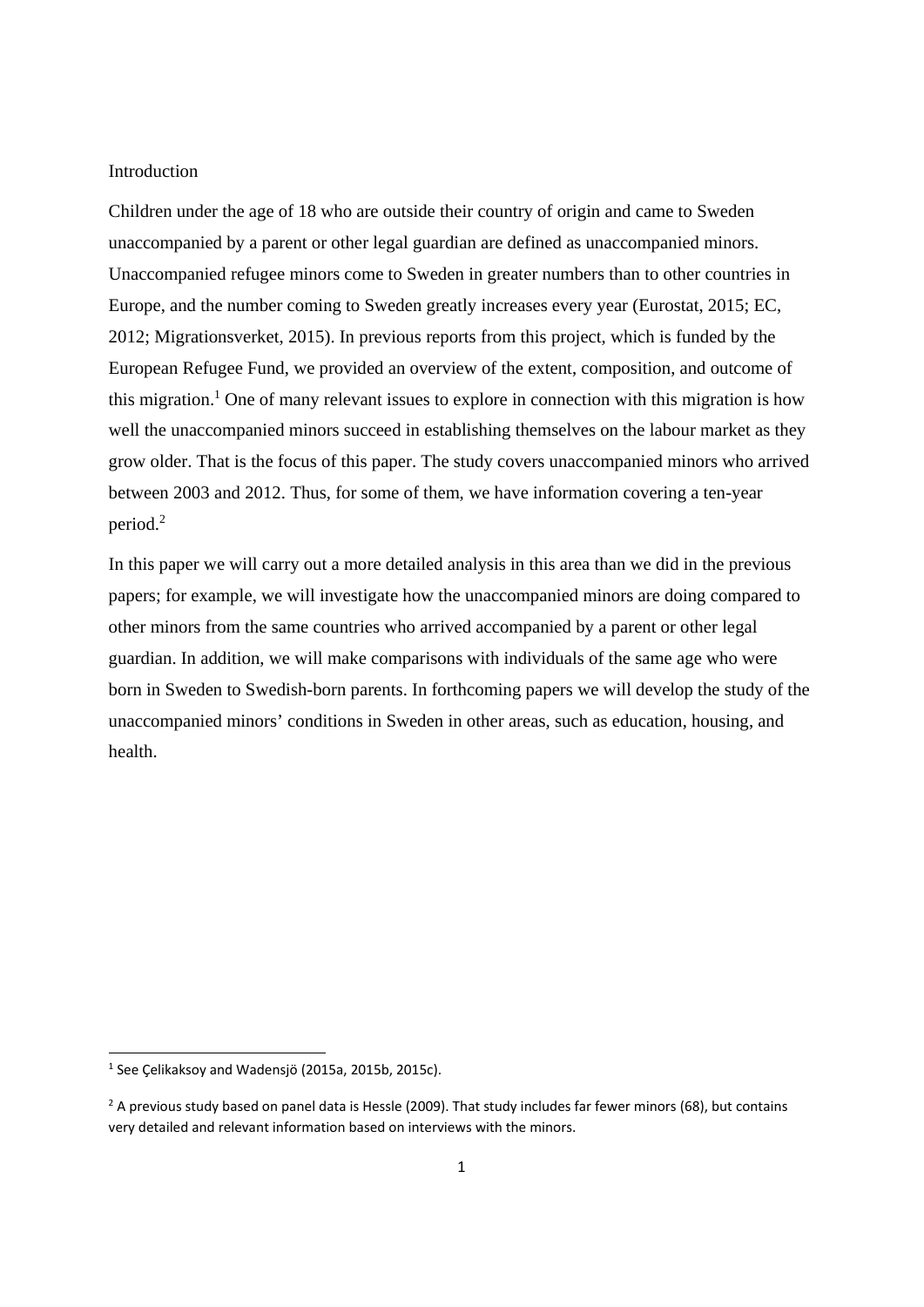## Introduction

Children under the age of 18 who are outside their country of origin and came to Sweden unaccompanied by a parent or other legal guardian are defined as unaccompanied minors. Unaccompanied refugee minors come to Sweden in greater numbers than to other countries in Europe, and the number coming to Sweden greatly increases every year (Eurostat, 2015; EC, 2012; Migrationsverket, 2015). In previous reports from this project, which is funded by the European Refugee Fund, we provided an overview of the extent, composition, and outcome of this migration.[1] One of many relevant issues to explore in connection with this migration is how well the unaccompanied minors succeed in establishing themselves on the labour market as they grow older. That is the focus of this paper. The study covers unaccompanied minors who arrived between 2003 and 2012. Thus, for some of them, we have information covering a ten-year period.[2]

In this paper we will carry out a more detailed analysis in this area than we did in the previous papers; for example, we will investigate how the unaccompanied minors are doing compared to other minors from the same countries who arrived accompanied by a parent or other legal guardian. In addition, we will make comparisons with individuals of the same age who were born in Sweden to Swedish-born parents. In forthcoming papers we will develop the study of the unaccompanied minors' conditions in Sweden in other areas, such as education, housing, and health.

---

[1] See Çelikaksoy and Wadensjö (2015a, 2015b, 2015c).

[2] A previous study based on panel data is Hessle (2009). That study includes far fewer minors (68), but contains very detailed and relevant information based on interviews with the minors.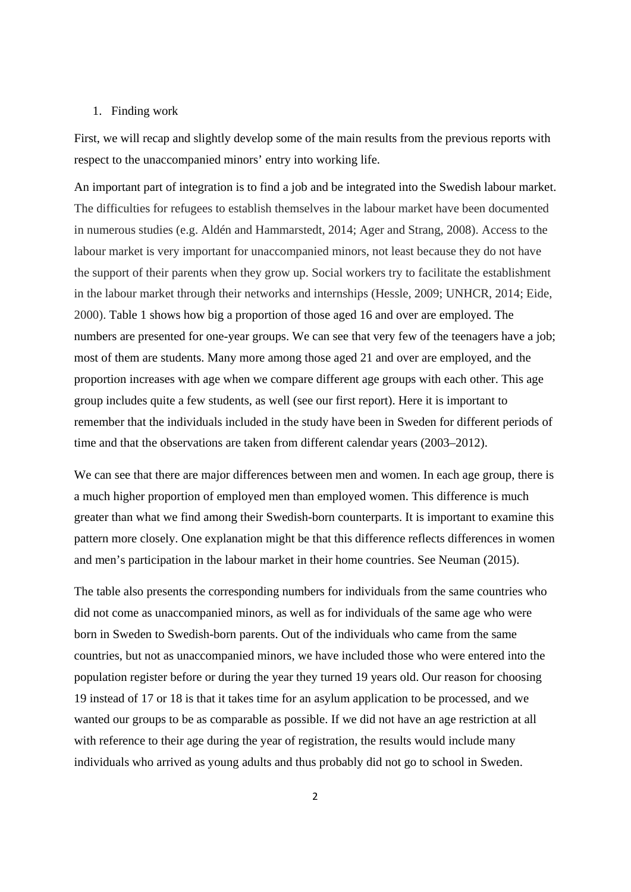1. Finding work

First, we will recap and slightly develop some of the main results from the previous reports with respect to the unaccompanied minors' entry into working life.

An important part of integration is to find a job and be integrated into the Swedish labour market. The difficulties for refugees to establish themselves in the labour market have been documented in numerous studies (e.g. Aldén and Hammarstedt, 2014; Ager and Strang, 2008). Access to the labour market is very important for unaccompanied minors, not least because they do not have the support of their parents when they grow up. Social workers try to facilitate the establishment in the labour market through their networks and internships (Hessle, 2009; UNHCR, 2014; Eide, 2000). Table 1 shows how big a proportion of those aged 16 and over are employed. The numbers are presented for one-year groups. We can see that very few of the teenagers have a job; most of them are students. Many more among those aged 21 and over are employed, and the proportion increases with age when we compare different age groups with each other. This age group includes quite a few students, as well (see our first report). Here it is important to remember that the individuals included in the study have been in Sweden for different periods of time and that the observations are taken from different calendar years (2003–2012).

We can see that there are major differences between men and women. In each age group, there is a much higher proportion of employed men than employed women. This difference is much greater than what we find among their Swedish-born counterparts. It is important to examine this pattern more closely. One explanation might be that this difference reflects differences in women and men's participation in the labour market in their home countries. See Neuman (2015).

The table also presents the corresponding numbers for individuals from the same countries who did not come as unaccompanied minors, as well as for individuals of the same age who were born in Sweden to Swedish-born parents. Out of the individuals who came from the same countries, but not as unaccompanied minors, we have included those who were entered into the population register before or during the year they turned 19 years old. Our reason for choosing 19 instead of 17 or 18 is that it takes time for an asylum application to be processed, and we wanted our groups to be as comparable as possible. If we did not have an age restriction at all with reference to their age during the year of registration, the results would include many individuals who arrived as young adults and thus probably did not go to school in Sweden.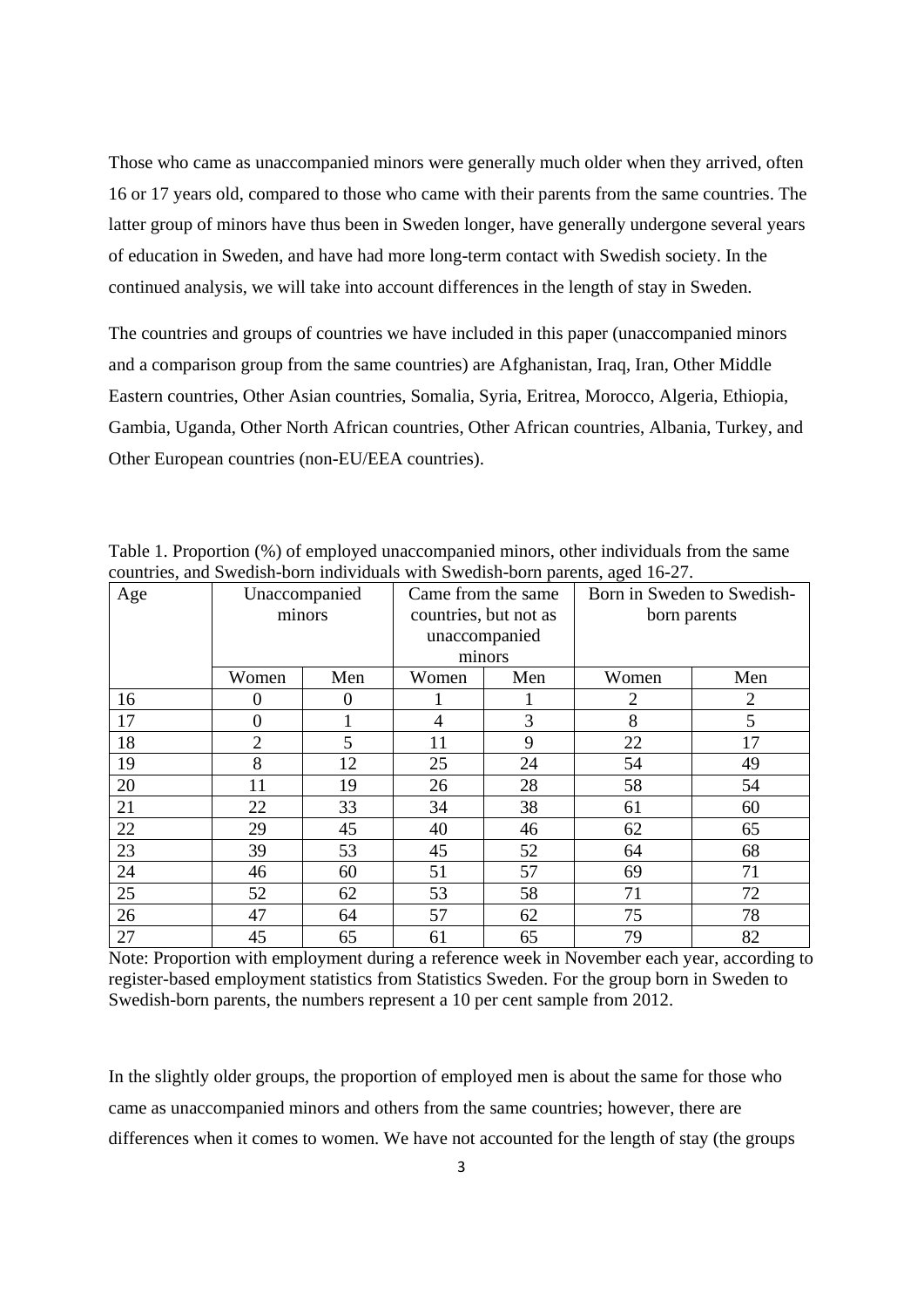Those who came as unaccompanied minors were generally much older when they arrived, often 16 or 17 years old, compared to those who came with their parents from the same countries. The latter group of minors have thus been in Sweden longer, have generally undergone several years of education in Sweden, and have had more long-term contact with Swedish society. In the continued analysis, we will take into account differences in the length of stay in Sweden.

The countries and groups of countries we have included in this paper (unaccompanied minors and a comparison group from the same countries) are Afghanistan, Iraq, Iran, Other Middle Eastern countries, Other Asian countries, Somalia, Syria, Eritrea, Morocco, Algeria, Ethiopia, Gambia, Uganda, Other North African countries, Other African countries, Albania, Turkey, and Other European countries (non-EU/EEA countries).

Table 1. Proportion (%) of employed unaccompanied minors, other individuals from the same countries, and Swedish-born individuals with Swedish-born parents, aged 16-27.

| Age | Unaccompanied minors | | Came from the same countries, but not as unaccompanied minors | | Born in Sweden to Swedish-born parents | |
|---|---|---|---|---|---|---|
| | Women | Men | Women | Men | Women | Men |
| 16 | 0 | 0 | 1 | 1 | 2 | 2 |
| 17 | 0 | 1 | 4 | 3 | 8 | 5 |
| 18 | 2 | 5 | 11 | 9 | 22 | 17 |
| 19 | 8 | 12 | 25 | 24 | 54 | 49 |
| 20 | 11 | 19 | 26 | 28 | 58 | 54 |
| 21 | 22 | 33 | 34 | 38 | 61 | 60 |
| 22 | 29 | 45 | 40 | 46 | 62 | 65 |
| 23 | 39 | 53 | 45 | 52 | 64 | 68 |
| 24 | 46 | 60 | 51 | 57 | 69 | 71 |
| 25 | 52 | 62 | 53 | 58 | 71 | 72 |
| 26 | 47 | 64 | 57 | 62 | 75 | 78 |
| 27 | 45 | 65 | 61 | 65 | 79 | 82 |

Note: Proportion with employment during a reference week in November each year, according to register-based employment statistics from Statistics Sweden. For the group born in Sweden to Swedish-born parents, the numbers represent a 10 per cent sample from 2012.

In the slightly older groups, the proportion of employed men is about the same for those who came as unaccompanied minors and others from the same countries; however, there are differences when it comes to women. We have not accounted for the length of stay (the groups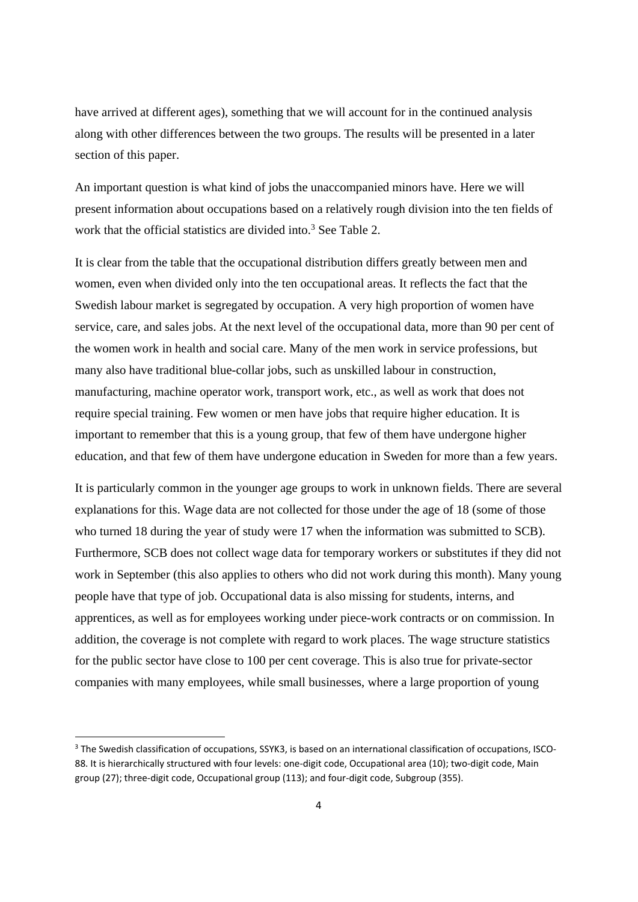have arrived at different ages), something that we will account for in the continued analysis along with other differences between the two groups. The results will be presented in a later section of this paper.

An important question is what kind of jobs the unaccompanied minors have. Here we will present information about occupations based on a relatively rough division into the ten fields of work that the official statistics are divided into.[3] See Table 2.

It is clear from the table that the occupational distribution differs greatly between men and women, even when divided only into the ten occupational areas. It reflects the fact that the Swedish labour market is segregated by occupation. A very high proportion of women have service, care, and sales jobs. At the next level of the occupational data, more than 90 per cent of the women work in health and social care. Many of the men work in service professions, but many also have traditional blue-collar jobs, such as unskilled labour in construction, manufacturing, machine operator work, transport work, etc., as well as work that does not require special training. Few women or men have jobs that require higher education. It is important to remember that this is a young group, that few of them have undergone higher education, and that few of them have undergone education in Sweden for more than a few years.

It is particularly common in the younger age groups to work in unknown fields. There are several explanations for this. Wage data are not collected for those under the age of 18 (some of those who turned 18 during the year of study were 17 when the information was submitted to SCB). Furthermore, SCB does not collect wage data for temporary workers or substitutes if they did not work in September (this also applies to others who did not work during this month). Many young people have that type of job. Occupational data is also missing for students, interns, and apprentices, as well as for employees working under piece-work contracts or on commission. In addition, the coverage is not complete with regard to work places. The wage structure statistics for the public sector have close to 100 per cent coverage. This is also true for private-sector companies with many employees, while small businesses, where a large proportion of young

[3] The Swedish classification of occupations, SSYK3, is based on an international classification of occupations, ISCO-88. It is hierarchically structured with four levels: one-digit code, Occupational area (10); two-digit code, Main group (27); three-digit code, Occupational group (113); and four-digit code, Subgroup (355).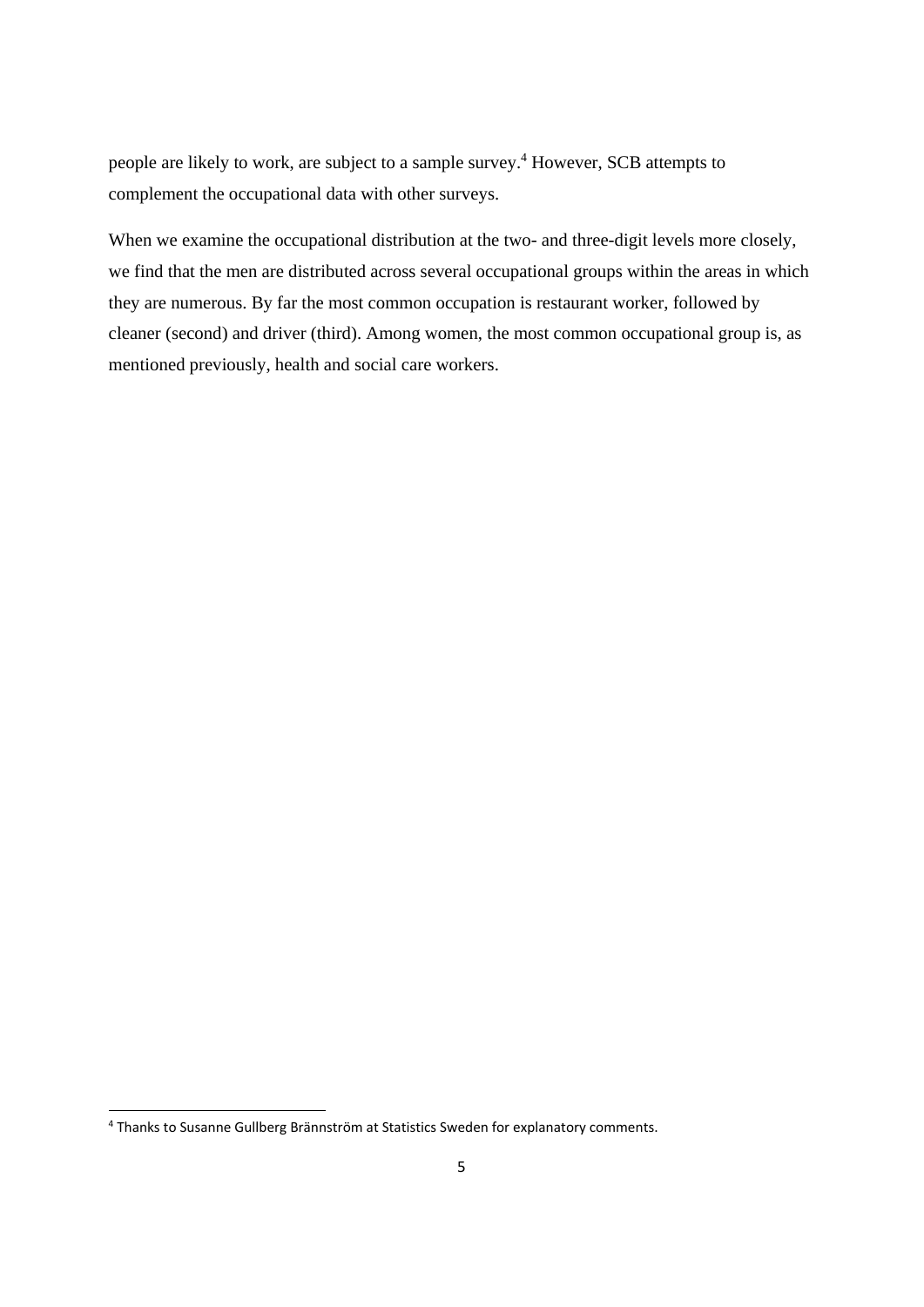people are likely to work, are subject to a sample survey.[4] However, SCB attempts to complement the occupational data with other surveys.

When we examine the occupational distribution at the two- and three-digit levels more closely, we find that the men are distributed across several occupational groups within the areas in which they are numerous. By far the most common occupation is restaurant worker, followed by cleaner (second) and driver (third). Among women, the most common occupational group is, as mentioned previously, health and social care workers.

[4] Thanks to Susanne Gullberg Brännström at Statistics Sweden for explanatory comments.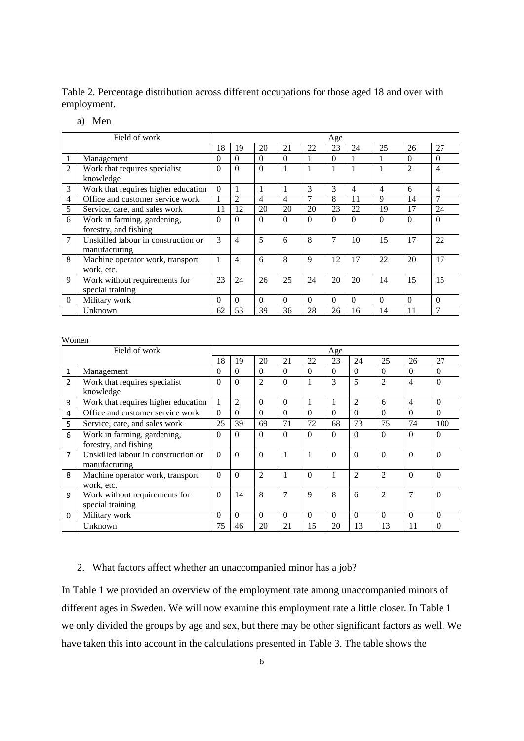Table 2. Percentage distribution across different occupations for those aged 18 and over with employment.

a) Men

| | Field of work | Age | | | | | | | | | |
|---|---|---|---|---|---|---|---|---|---|---|---|
| | | 18 | 19 | 20 | 21 | 22 | 23 | 24 | 25 | 26 | 27 |
| 1 | Management | 0 | 0 | 0 | 0 | 1 | 0 | 1 | 1 | 0 | 0 |
| 2 | Work that requires specialist knowledge | 0 | 0 | 0 | 1 | 1 | 1 | 1 | 1 | 2 | 4 |
| 3 | Work that requires higher education | 0 | 1 | 1 | 1 | 3 | 3 | 4 | 4 | 6 | 4 |
| 4 | Office and customer service work | 1 | 2 | 4 | 4 | 7 | 8 | 11 | 9 | 14 | 7 |
| 5 | Service, care, and sales work | 11 | 12 | 20 | 20 | 20 | 23 | 22 | 19 | 17 | 24 |
| 6 | Work in farming, gardening, forestry, and fishing | 0 | 0 | 0 | 0 | 0 | 0 | 0 | 0 | 0 | 0 |
| 7 | Unskilled labour in construction or manufacturing | 3 | 4 | 5 | 6 | 8 | 7 | 10 | 15 | 17 | 22 |
| 8 | Machine operator work, transport work, etc. | 1 | 4 | 6 | 8 | 9 | 12 | 17 | 22 | 20 | 17 |
| 9 | Work without requirements for special training | 23 | 24 | 26 | 25 | 24 | 20 | 20 | 14 | 15 | 15 |
| 0 | Military work | 0 | 0 | 0 | 0 | 0 | 0 | 0 | 0 | 0 | 0 |
| | Unknown | 62 | 53 | 39 | 36 | 28 | 26 | 16 | 14 | 11 | 7 |

Women

| | Field of work | Age | | | | | | | | | |
|---|---|---|---|---|---|---|---|---|---|---|---|
| | | 18 | 19 | 20 | 21 | 22 | 23 | 24 | 25 | 26 | 27 |
| 1 | Management | 0 | 0 | 0 | 0 | 0 | 0 | 0 | 0 | 0 | 0 |
| 2 | Work that requires specialist knowledge | 0 | 0 | 2 | 0 | 1 | 3 | 5 | 2 | 4 | 0 |
| 3 | Work that requires higher education | 1 | 2 | 0 | 0 | 1 | 1 | 2 | 6 | 4 | 0 |
| 4 | Office and customer service work | 0 | 0 | 0 | 0 | 0 | 0 | 0 | 0 | 0 | 0 |
| 5 | Service, care, and sales work | 25 | 39 | 69 | 71 | 72 | 68 | 73 | 75 | 74 | 100 |
| 6 | Work in farming, gardening, forestry, and fishing | 0 | 0 | 0 | 0 | 0 | 0 | 0 | 0 | 0 | 0 |
| 7 | Unskilled labour in construction or manufacturing | 0 | 0 | 0 | 1 | 1 | 0 | 0 | 0 | 0 | 0 |
| 8 | Machine operator work, transport work, etc. | 0 | 0 | 2 | 1 | 0 | 1 | 2 | 2 | 0 | 0 |
| 9 | Work without requirements for special training | 0 | 14 | 8 | 7 | 9 | 8 | 6 | 2 | 7 | 0 |
| 0 | Military work | 0 | 0 | 0 | 0 | 0 | 0 | 0 | 0 | 0 | 0 |
| | Unknown | 75 | 46 | 20 | 21 | 15 | 20 | 13 | 13 | 11 | 0 |

## 2. What factors affect whether an unaccompanied minor has a job?

In Table 1 we provided an overview of the employment rate among unaccompanied minors of different ages in Sweden. We will now examine this employment rate a little closer. In Table 1 we only divided the groups by age and sex, but there may be other significant factors as well. We have taken this into account in the calculations presented in Table 3. The table shows the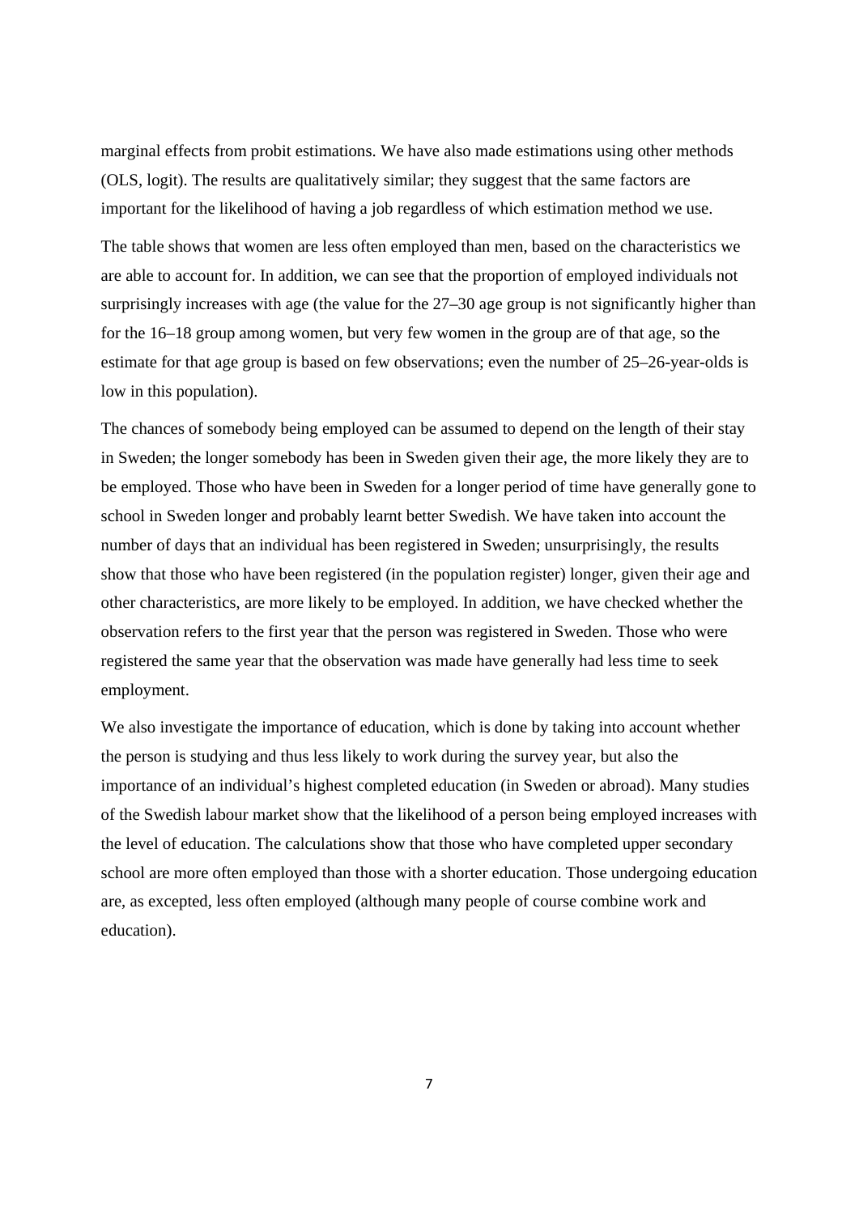marginal effects from probit estimations. We have also made estimations using other methods (OLS, logit). The results are qualitatively similar; they suggest that the same factors are important for the likelihood of having a job regardless of which estimation method we use.

The table shows that women are less often employed than men, based on the characteristics we are able to account for. In addition, we can see that the proportion of employed individuals not surprisingly increases with age (the value for the 27–30 age group is not significantly higher than for the 16–18 group among women, but very few women in the group are of that age, so the estimate for that age group is based on few observations; even the number of 25–26-year-olds is low in this population).

The chances of somebody being employed can be assumed to depend on the length of their stay in Sweden; the longer somebody has been in Sweden given their age, the more likely they are to be employed. Those who have been in Sweden for a longer period of time have generally gone to school in Sweden longer and probably learnt better Swedish. We have taken into account the number of days that an individual has been registered in Sweden; unsurprisingly, the results show that those who have been registered (in the population register) longer, given their age and other characteristics, are more likely to be employed. In addition, we have checked whether the observation refers to the first year that the person was registered in Sweden. Those who were registered the same year that the observation was made have generally had less time to seek employment.

We also investigate the importance of education, which is done by taking into account whether the person is studying and thus less likely to work during the survey year, but also the importance of an individual's highest completed education (in Sweden or abroad). Many studies of the Swedish labour market show that the likelihood of a person being employed increases with the level of education. The calculations show that those who have completed upper secondary school are more often employed than those with a shorter education. Those undergoing education are, as excepted, less often employed (although many people of course combine work and education).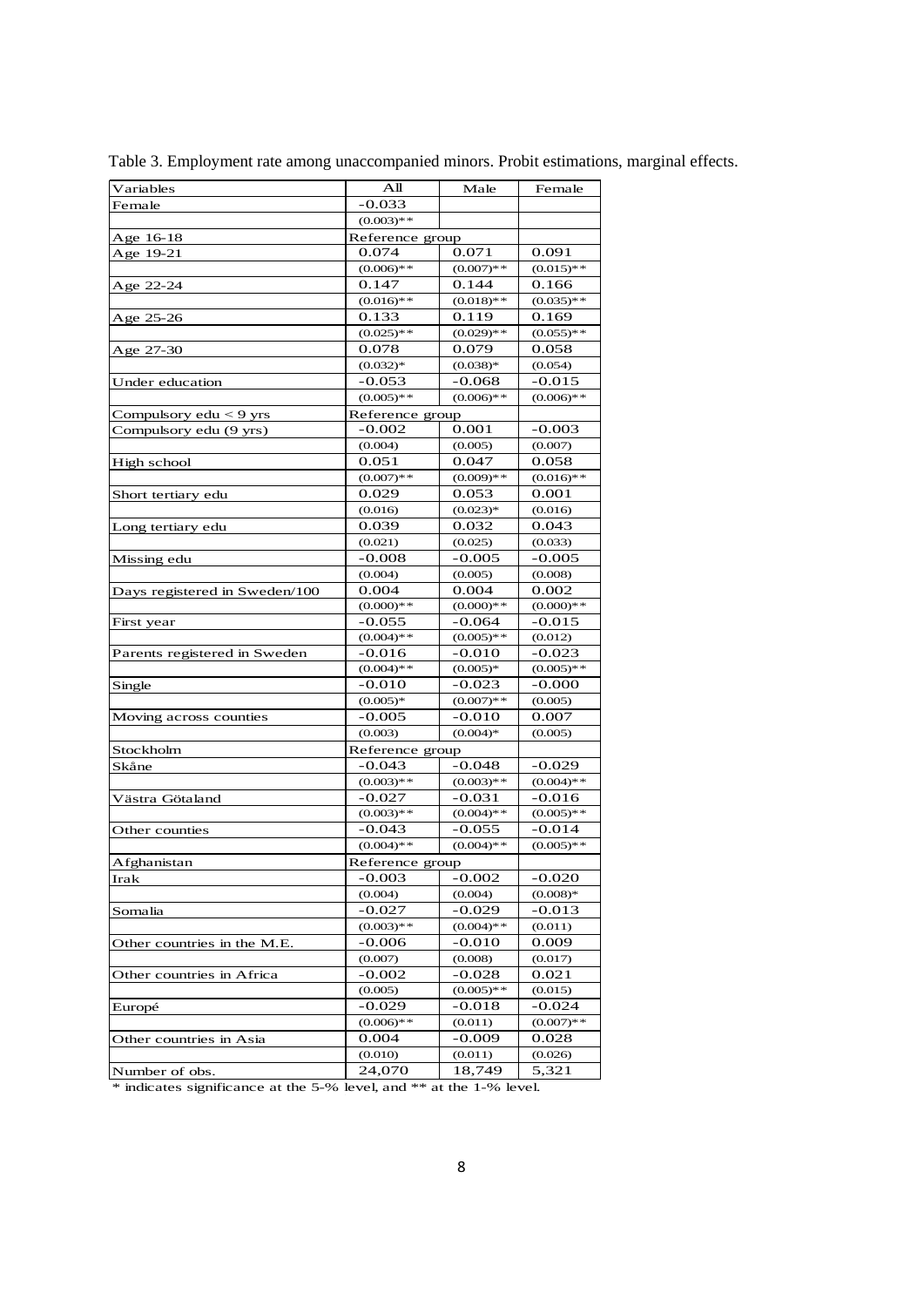Table 3. Employment rate among unaccompanied minors. Probit estimations, marginal effects.

| Variables | All | Male | Female |
|---|---|---|---|
| Female | -0.033 | | |
| | (0.003)** | | |
| Age 16-18 | Reference group | | |
| Age 19-21 | 0.074 | 0.071 | 0.091 |
| | (0.006)** | (0.007)** | (0.015)** |
| Age 22-24 | 0.147 | 0.144 | 0.166 |
| | (0.016)** | (0.018)** | (0.035)** |
| Age 25-26 | 0.133 | 0.119 | 0.169 |
| | (0.025)** | (0.029)** | (0.055)** |
| Age 27-30 | 0.078 | 0.079 | 0.058 |
| | (0.032)* | (0.038)* | (0.054) |
| Under education | -0.053 | -0.068 | -0.015 |
| | (0.005)** | (0.006)** | (0.006)** |
| Compulsory edu < 9 yrs | Reference group | | |
| Compulsory edu (9 yrs) | -0.002 | 0.001 | -0.003 |
| | (0.004) | (0.005) | (0.007) |
| High school | 0.051 | 0.047 | 0.058 |
| | (0.007)** | (0.009)** | (0.016)** |
| Short tertiary edu | 0.029 | 0.053 | 0.001 |
| | (0.016) | (0.023)* | (0.016) |
| Long tertiary edu | 0.039 | 0.032 | 0.043 |
| | (0.021) | (0.025) | (0.033) |
| Missing edu | -0.008 | -0.005 | -0.005 |
| | (0.004) | (0.005) | (0.008) |
| Days registered in Sweden/100 | 0.004 | 0.004 | 0.002 |
| | (0.000)** | (0.000)** | (0.000)** |
| First year | -0.055 | -0.064 | -0.015 |
| | (0.004)** | (0.005)** | (0.012) |
| Parents registered in Sweden | -0.016 | -0.010 | -0.023 |
| | (0.004)** | (0.005)* | (0.005)** |
| Single | -0.010 | -0.023 | -0.000 |
| | (0.005)* | (0.007)** | (0.005) |
| Moving across counties | -0.005 | -0.010 | 0.007 |
| | (0.003) | (0.004)* | (0.005) |
| Stockholm | Reference group | | |
| Skåne | -0.043 | -0.048 | -0.029 |
| | (0.003)** | (0.003)** | (0.004)** |
| Västra Götaland | -0.027 | -0.031 | -0.016 |
| | (0.003)** | (0.004)** | (0.005)** |
| Other counties | -0.043 | -0.055 | -0.014 |
| | (0.004)** | (0.004)** | (0.005)** |
| Afghanistan | Reference group | | |
| Irak | -0.003 | -0.002 | -0.020 |
| | (0.004) | (0.004) | (0.008)* |
| Somalia | -0.027 | -0.029 | -0.013 |
| | (0.003)** | (0.004)** | (0.011) |
| Other countries in the M.E. | -0.006 | -0.010 | 0.009 |
| | (0.007) | (0.008) | (0.017) |
| Other countries in Africa | -0.002 | -0.028 | 0.021 |
| | (0.005) | (0.005)** | (0.015) |
| Europé | -0.029 | -0.018 | -0.024 |
| | (0.006)** | (0.011) | (0.007)** |
| Other countries in Asia | 0.004 | -0.009 | 0.028 |
| | (0.010) | (0.011) | (0.026) |
| Number of obs. | 24,070 | 18,749 | 5,321 |

* indicates significance at the 5-% level, and ** at the 1-% level.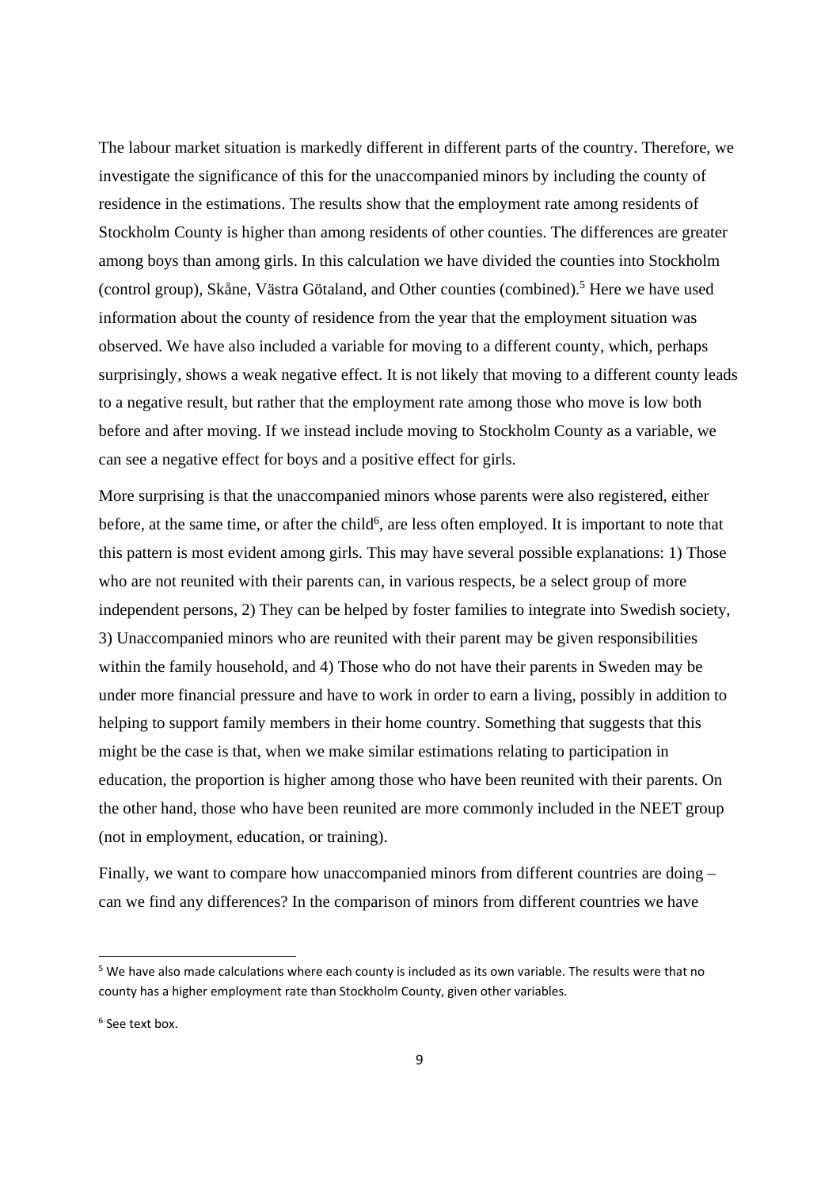The labour market situation is markedly different in different parts of the country. Therefore, we investigate the significance of this for the unaccompanied minors by including the county of residence in the estimations. The results show that the employment rate among residents of Stockholm County is higher than among residents of other counties. The differences are greater among boys than among girls. In this calculation we have divided the counties into Stockholm (control group), Skåne, Västra Götaland, and Other counties (combined).[5] Here we have used information about the county of residence from the year that the employment situation was observed. We have also included a variable for moving to a different county, which, perhaps surprisingly, shows a weak negative effect. It is not likely that moving to a different county leads to a negative result, but rather that the employment rate among those who move is low both before and after moving. If we instead include moving to Stockholm County as a variable, we can see a negative effect for boys and a positive effect for girls.

More surprising is that the unaccompanied minors whose parents were also registered, either before, at the same time, or after the child[6], are less often employed. It is important to note that this pattern is most evident among girls. This may have several possible explanations: 1) Those who are not reunited with their parents can, in various respects, be a select group of more independent persons, 2) They can be helped by foster families to integrate into Swedish society, 3) Unaccompanied minors who are reunited with their parent may be given responsibilities within the family household, and 4) Those who do not have their parents in Sweden may be under more financial pressure and have to work in order to earn a living, possibly in addition to helping to support family members in their home country. Something that suggests that this might be the case is that, when we make similar estimations relating to participation in education, the proportion is higher among those who have been reunited with their parents. On the other hand, those who have been reunited are more commonly included in the NEET group (not in employment, education, or training).

Finally, we want to compare how unaccompanied minors from different countries are doing – can we find any differences? In the comparison of minors from different countries we have

[5] We have also made calculations where each county is included as its own variable. The results were that no county has a higher employment rate than Stockholm County, given other variables.

[6] See text box.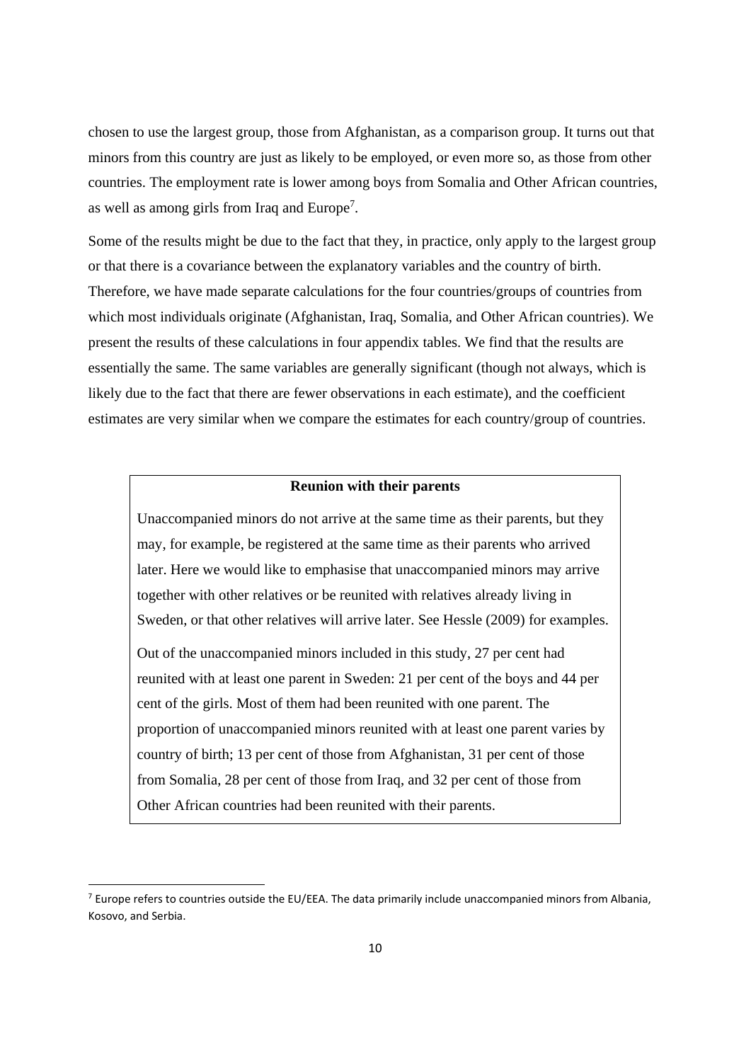chosen to use the largest group, those from Afghanistan, as a comparison group. It turns out that minors from this country are just as likely to be employed, or even more so, as those from other countries. The employment rate is lower among boys from Somalia and Other African countries, as well as among girls from Iraq and Europe[7].

Some of the results might be due to the fact that they, in practice, only apply to the largest group or that there is a covariance between the explanatory variables and the country of birth. Therefore, we have made separate calculations for the four countries/groups of countries from which most individuals originate (Afghanistan, Iraq, Somalia, and Other African countries). We present the results of these calculations in four appendix tables. We find that the results are essentially the same. The same variables are generally significant (though not always, which is likely due to the fact that there are fewer observations in each estimate), and the coefficient estimates are very similar when we compare the estimates for each country/group of countries.

**Reunion with their parents**

Unaccompanied minors do not arrive at the same time as their parents, but they may, for example, be registered at the same time as their parents who arrived later. Here we would like to emphasise that unaccompanied minors may arrive together with other relatives or be reunited with relatives already living in Sweden, or that other relatives will arrive later. See Hessle (2009) for examples.

Out of the unaccompanied minors included in this study, 27 per cent had reunited with at least one parent in Sweden: 21 per cent of the boys and 44 per cent of the girls. Most of them had been reunited with one parent. The proportion of unaccompanied minors reunited with at least one parent varies by country of birth; 13 per cent of those from Afghanistan, 31 per cent of those from Somalia, 28 per cent of those from Iraq, and 32 per cent of those from Other African countries had been reunited with their parents.

[7] Europe refers to countries outside the EU/EEA. The data primarily include unaccompanied minors from Albania, Kosovo, and Serbia.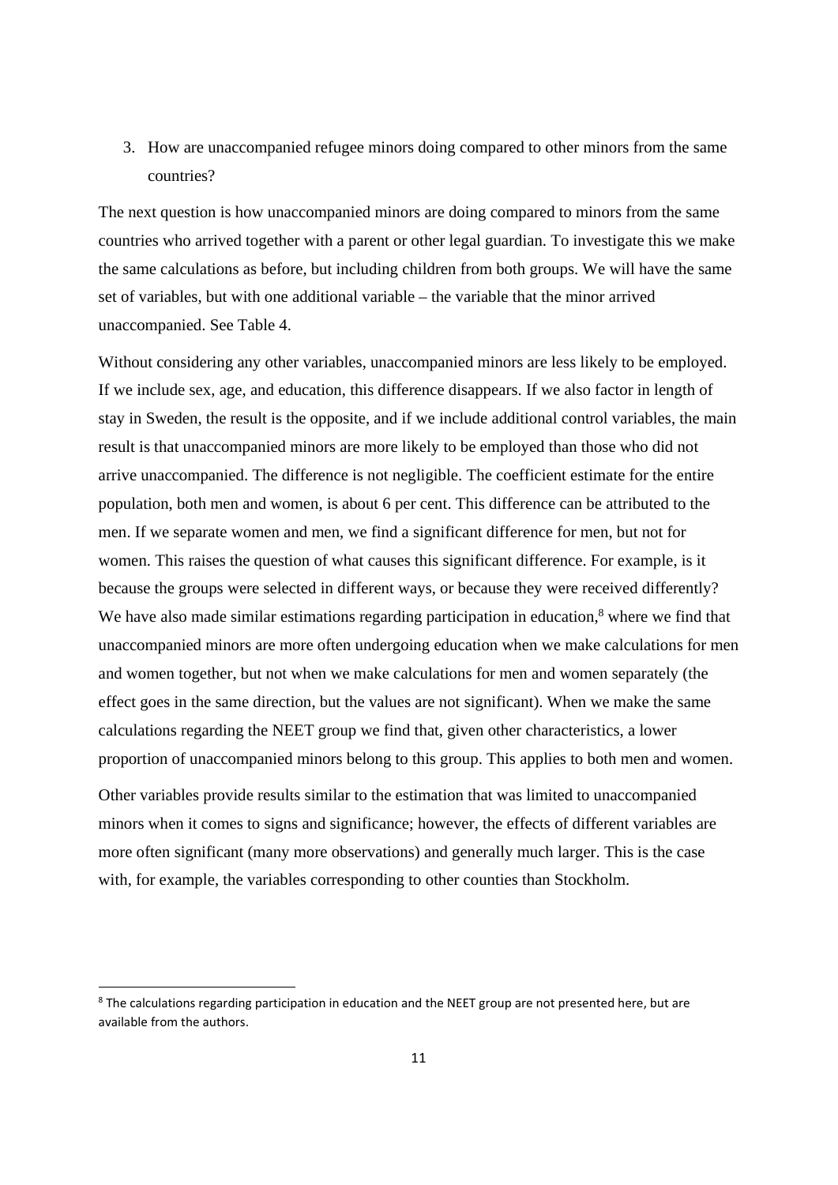3. How are unaccompanied refugee minors doing compared to other minors from the same countries?

The next question is how unaccompanied minors are doing compared to minors from the same countries who arrived together with a parent or other legal guardian. To investigate this we make the same calculations as before, but including children from both groups. We will have the same set of variables, but with one additional variable – the variable that the minor arrived unaccompanied. See Table 4.

Without considering any other variables, unaccompanied minors are less likely to be employed. If we include sex, age, and education, this difference disappears. If we also factor in length of stay in Sweden, the result is the opposite, and if we include additional control variables, the main result is that unaccompanied minors are more likely to be employed than those who did not arrive unaccompanied. The difference is not negligible. The coefficient estimate for the entire population, both men and women, is about 6 per cent. This difference can be attributed to the men. If we separate women and men, we find a significant difference for men, but not for women. This raises the question of what causes this significant difference. For example, is it because the groups were selected in different ways, or because they were received differently? We have also made similar estimations regarding participation in education,[8] where we find that unaccompanied minors are more often undergoing education when we make calculations for men and women together, but not when we make calculations for men and women separately (the effect goes in the same direction, but the values are not significant). When we make the same calculations regarding the NEET group we find that, given other characteristics, a lower proportion of unaccompanied minors belong to this group. This applies to both men and women.

Other variables provide results similar to the estimation that was limited to unaccompanied minors when it comes to signs and significance; however, the effects of different variables are more often significant (many more observations) and generally much larger. This is the case with, for example, the variables corresponding to other counties than Stockholm.

[8] The calculations regarding participation in education and the NEET group are not presented here, but are available from the authors.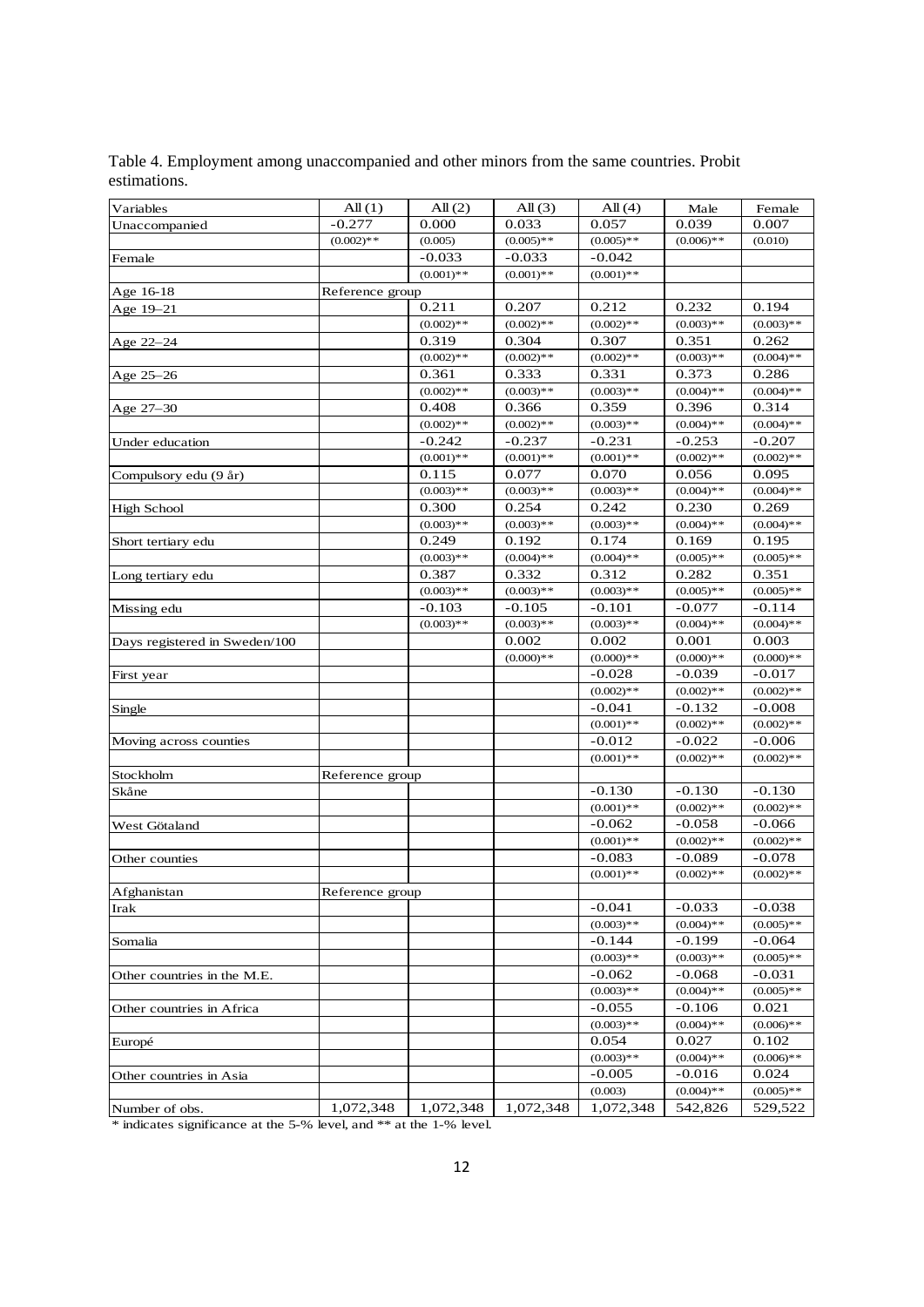Table 4. Employment among unaccompanied and other minors from the same countries. Probit estimations.

| Variables | All (1) | All (2) | All (3) | All (4) | Male | Female |
|---|---|---|---|---|---|---|
| Unaccompanied | -0.277 | 0.000 | 0.033 | 0.057 | 0.039 | 0.007 |
| | (0.002)** | (0.005) | (0.005)** | (0.005)** | (0.006)** | (0.010) |
| Female | | -0.033 | -0.033 | -0.042 | | |
| | | (0.001)** | (0.001)** | (0.001)** | | |
| Age 16-18 | Reference group | | | | | |
| Age 19–21 | | 0.211 | 0.207 | 0.212 | 0.232 | 0.194 |
| | | (0.002)** | (0.002)** | (0.002)** | (0.003)** | (0.003)** |
| Age 22–24 | | 0.319 | 0.304 | 0.307 | 0.351 | 0.262 |
| | | (0.002)** | (0.002)** | (0.002)** | (0.003)** | (0.004)** |
| Age 25–26 | | 0.361 | 0.333 | 0.331 | 0.373 | 0.286 |
| | | (0.002)** | (0.003)** | (0.003)** | (0.004)** | (0.004)** |
| Age 27–30 | | 0.408 | 0.366 | 0.359 | 0.396 | 0.314 |
| | | (0.002)** | (0.002)** | (0.003)** | (0.004)** | (0.004)** |
| Under education | | -0.242 | -0.237 | -0.231 | -0.253 | -0.207 |
| | | (0.001)** | (0.001)** | (0.001)** | (0.002)** | (0.002)** |
| Compulsory edu (9 år) | | 0.115 | 0.077 | 0.070 | 0.056 | 0.095 |
| | | (0.003)** | (0.003)** | (0.003)** | (0.004)** | (0.004)** |
| High School | | 0.300 | 0.254 | 0.242 | 0.230 | 0.269 |
| | | (0.003)** | (0.003)** | (0.003)** | (0.004)** | (0.004)** |
| Short tertiary edu | | 0.249 | 0.192 | 0.174 | 0.169 | 0.195 |
| | | (0.003)** | (0.004)** | (0.004)** | (0.005)** | (0.005)** |
| Long tertiary edu | | 0.387 | 0.332 | 0.312 | 0.282 | 0.351 |
| | | (0.003)** | (0.003)** | (0.003)** | (0.005)** | (0.005)** |
| Missing edu | | -0.103 | -0.105 | -0.101 | -0.077 | -0.114 |
| | | (0.003)** | (0.003)** | (0.003)** | (0.004)** | (0.004)** |
| Days registered in Sweden/100 | | | 0.002 | 0.002 | 0.001 | 0.003 |
| | | | (0.000)** | (0.000)** | (0.000)** | (0.000)** |
| First year | | | | -0.028 | -0.039 | -0.017 |
| | | | | (0.002)** | (0.002)** | (0.002)** |
| Single | | | | -0.041 | -0.132 | -0.008 |
| | | | | (0.001)** | (0.002)** | (0.002)** |
| Moving across counties | | | | -0.012 | -0.022 | -0.006 |
| | | | | (0.001)** | (0.002)** | (0.002)** |
| Stockholm | Reference group | | | | | |
| Skåne | | | | -0.130 | -0.130 | -0.130 |
| | | | | (0.001)** | (0.002)** | (0.002)** |
| West Götaland | | | | -0.062 | -0.058 | -0.066 |
| | | | | (0.001)** | (0.002)** | (0.002)** |
| Other counties | | | | -0.083 | -0.089 | -0.078 |
| | | | | (0.001)** | (0.002)** | (0.002)** |
| Afghanistan | Reference group | | | | | |
| Irak | | | | -0.041 | -0.033 | -0.038 |
| | | | | (0.003)** | (0.004)** | (0.005)** |
| Somalia | | | | -0.144 | -0.199 | -0.064 |
| | | | | (0.003)** | (0.003)** | (0.005)** |
| Other countries in the M.E. | | | | -0.062 | -0.068 | -0.031 |
| | | | | (0.003)** | (0.004)** | (0.005)** |
| Other countries in Africa | | | | -0.055 | -0.106 | 0.021 |
| | | | | (0.003)** | (0.004)** | (0.006)** |
| Europé | | | | 0.054 | 0.027 | 0.102 |
| | | | | (0.003)** | (0.004)** | (0.006)** |
| Other countries in Asia | | | | -0.005 | -0.016 | 0.024 |
| | | | | (0.003) | (0.004)** | (0.005)** |
| Number of obs. | 1,072,348 | 1,072,348 | 1,072,348 | 1,072,348 | 542,826 | 529,522 |

* indicates significance at the 5-% level, and ** at the 1-% level.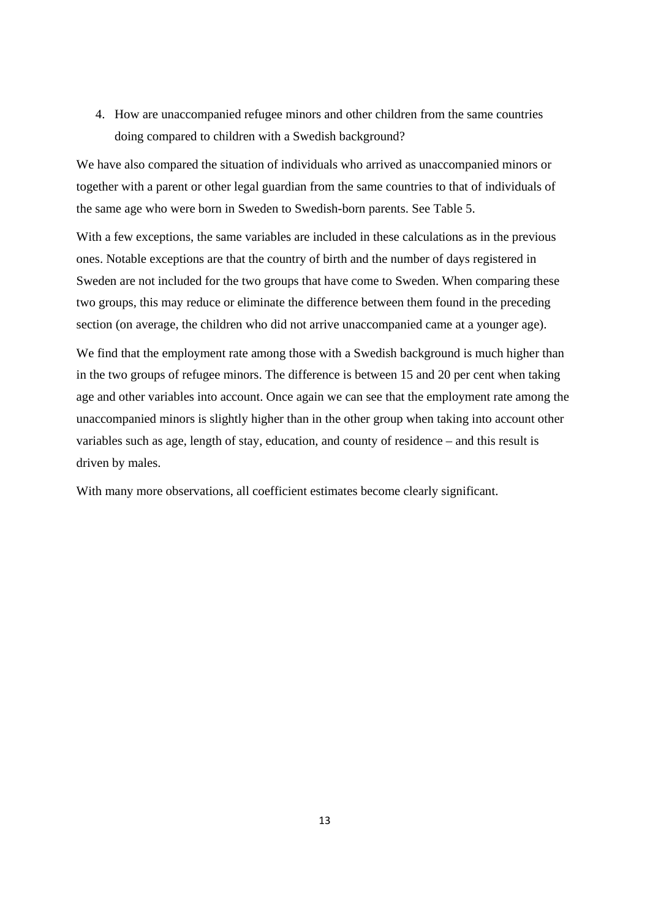4. How are unaccompanied refugee minors and other children from the same countries doing compared to children with a Swedish background?

We have also compared the situation of individuals who arrived as unaccompanied minors or together with a parent or other legal guardian from the same countries to that of individuals of the same age who were born in Sweden to Swedish-born parents. See Table 5.

With a few exceptions, the same variables are included in these calculations as in the previous ones. Notable exceptions are that the country of birth and the number of days registered in Sweden are not included for the two groups that have come to Sweden. When comparing these two groups, this may reduce or eliminate the difference between them found in the preceding section (on average, the children who did not arrive unaccompanied came at a younger age).

We find that the employment rate among those with a Swedish background is much higher than in the two groups of refugee minors. The difference is between 15 and 20 per cent when taking age and other variables into account. Once again we can see that the employment rate among the unaccompanied minors is slightly higher than in the other group when taking into account other variables such as age, length of stay, education, and county of residence – and this result is driven by males.

With many more observations, all coefficient estimates become clearly significant.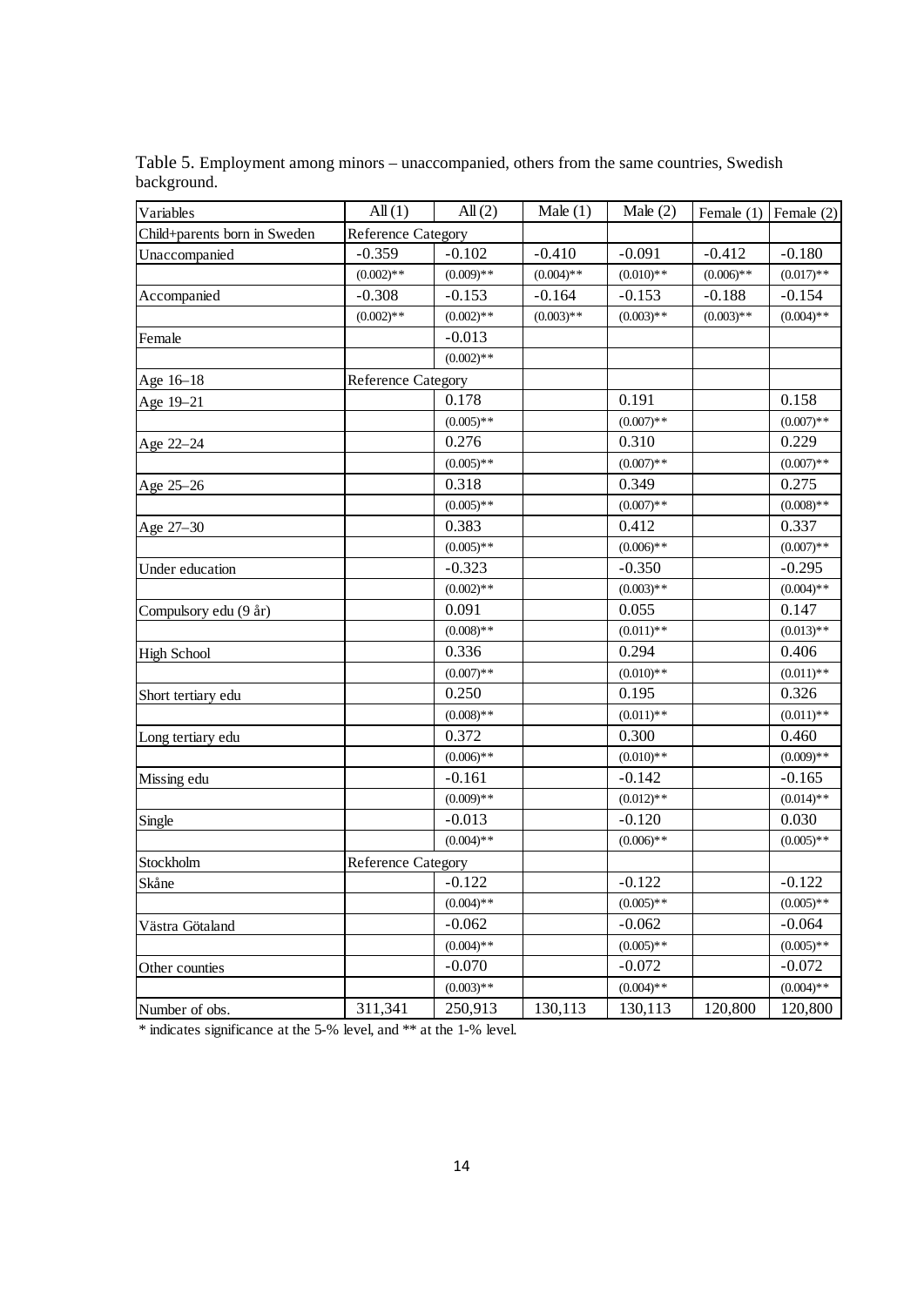Table 5. Employment among minors – unaccompanied, others from the same countries, Swedish background.

| Variables | All (1) | All (2) | Male (1) | Male (2) | Female (1) | Female (2) |
|---|---|---|---|---|---|---|
| Child+parents born in Sweden | Reference Category | | | | | |
| Unaccompanied | -0.359 | -0.102 | -0.410 | -0.091 | -0.412 | -0.180 |
| | (0.002)** | (0.009)** | (0.004)** | (0.010)** | (0.006)** | (0.017)** |
| Accompanied | -0.308 | -0.153 | -0.164 | -0.153 | -0.188 | -0.154 |
| | (0.002)** | (0.002)** | (0.003)** | (0.003)** | (0.003)** | (0.004)** |
| Female | | -0.013 | | | | |
| | | (0.002)** | | | | |
| Age 16–18 | Reference Category | | | | | |
| Age 19–21 | | 0.178 | | 0.191 | | 0.158 |
| | | (0.005)** | | (0.007)** | | (0.007)** |
| Age 22–24 | | 0.276 | | 0.310 | | 0.229 |
| | | (0.005)** | | (0.007)** | | (0.007)** |
| Age 25–26 | | 0.318 | | 0.349 | | 0.275 |
| | | (0.005)** | | (0.007)** | | (0.008)** |
| Age 27–30 | | 0.383 | | 0.412 | | 0.337 |
| | | (0.005)** | | (0.006)** | | (0.007)** |
| Under education | | -0.323 | | -0.350 | | -0.295 |
| | | (0.002)** | | (0.003)** | | (0.004)** |
| Compulsory edu (9 år) | | 0.091 | | 0.055 | | 0.147 |
| | | (0.008)** | | (0.011)** | | (0.013)** |
| High School | | 0.336 | | 0.294 | | 0.406 |
| | | (0.007)** | | (0.010)** | | (0.011)** |
| Short tertiary edu | | 0.250 | | 0.195 | | 0.326 |
| | | (0.008)** | | (0.011)** | | (0.011)** |
| Long tertiary edu | | 0.372 | | 0.300 | | 0.460 |
| | | (0.006)** | | (0.010)** | | (0.009)** |
| Missing edu | | -0.161 | | -0.142 | | -0.165 |
| | | (0.009)** | | (0.012)** | | (0.014)** |
| Single | | -0.013 | | -0.120 | | 0.030 |
| | | (0.004)** | | (0.006)** | | (0.005)** |
| Stockholm | Reference Category | | | | | |
| Skåne | | -0.122 | | -0.122 | | -0.122 |
| | | (0.004)** | | (0.005)** | | (0.005)** |
| Västra Götaland | | -0.062 | | -0.062 | | -0.064 |
| | | (0.004)** | | (0.005)** | | (0.005)** |
| Other counties | | -0.070 | | -0.072 | | -0.072 |
| | | (0.003)** | | (0.004)** | | (0.004)** |
| Number of obs. | 311,341 | 250,913 | 130,113 | 130,113 | 120,800 | 120,800 |

* indicates significance at the 5-% level, and ** at the 1-% level.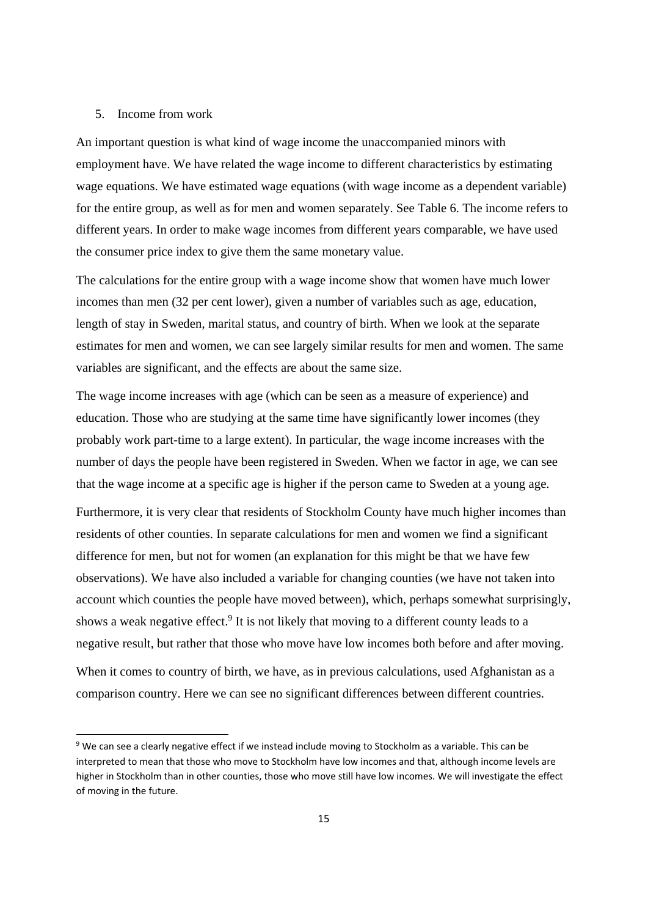## 5. Income from work

An important question is what kind of wage income the unaccompanied minors with employment have. We have related the wage income to different characteristics by estimating wage equations. We have estimated wage equations (with wage income as a dependent variable) for the entire group, as well as for men and women separately. See Table 6. The income refers to different years. In order to make wage incomes from different years comparable, we have used the consumer price index to give them the same monetary value.

The calculations for the entire group with a wage income show that women have much lower incomes than men (32 per cent lower), given a number of variables such as age, education, length of stay in Sweden, marital status, and country of birth. When we look at the separate estimates for men and women, we can see largely similar results for men and women. The same variables are significant, and the effects are about the same size.

The wage income increases with age (which can be seen as a measure of experience) and education. Those who are studying at the same time have significantly lower incomes (they probably work part-time to a large extent). In particular, the wage income increases with the number of days the people have been registered in Sweden. When we factor in age, we can see that the wage income at a specific age is higher if the person came to Sweden at a young age.

Furthermore, it is very clear that residents of Stockholm County have much higher incomes than residents of other counties. In separate calculations for men and women we find a significant difference for men, but not for women (an explanation for this might be that we have few observations). We have also included a variable for changing counties (we have not taken into account which counties the people have moved between), which, perhaps somewhat surprisingly, shows a weak negative effect.[9] It is not likely that moving to a different county leads to a negative result, but rather that those who move have low incomes both before and after moving.

When it comes to country of birth, we have, as in previous calculations, used Afghanistan as a comparison country. Here we can see no significant differences between different countries.

[9] We can see a clearly negative effect if we instead include moving to Stockholm as a variable. This can be interpreted to mean that those who move to Stockholm have low incomes and that, although income levels are higher in Stockholm than in other counties, those who move still have low incomes. We will investigate the effect of moving in the future.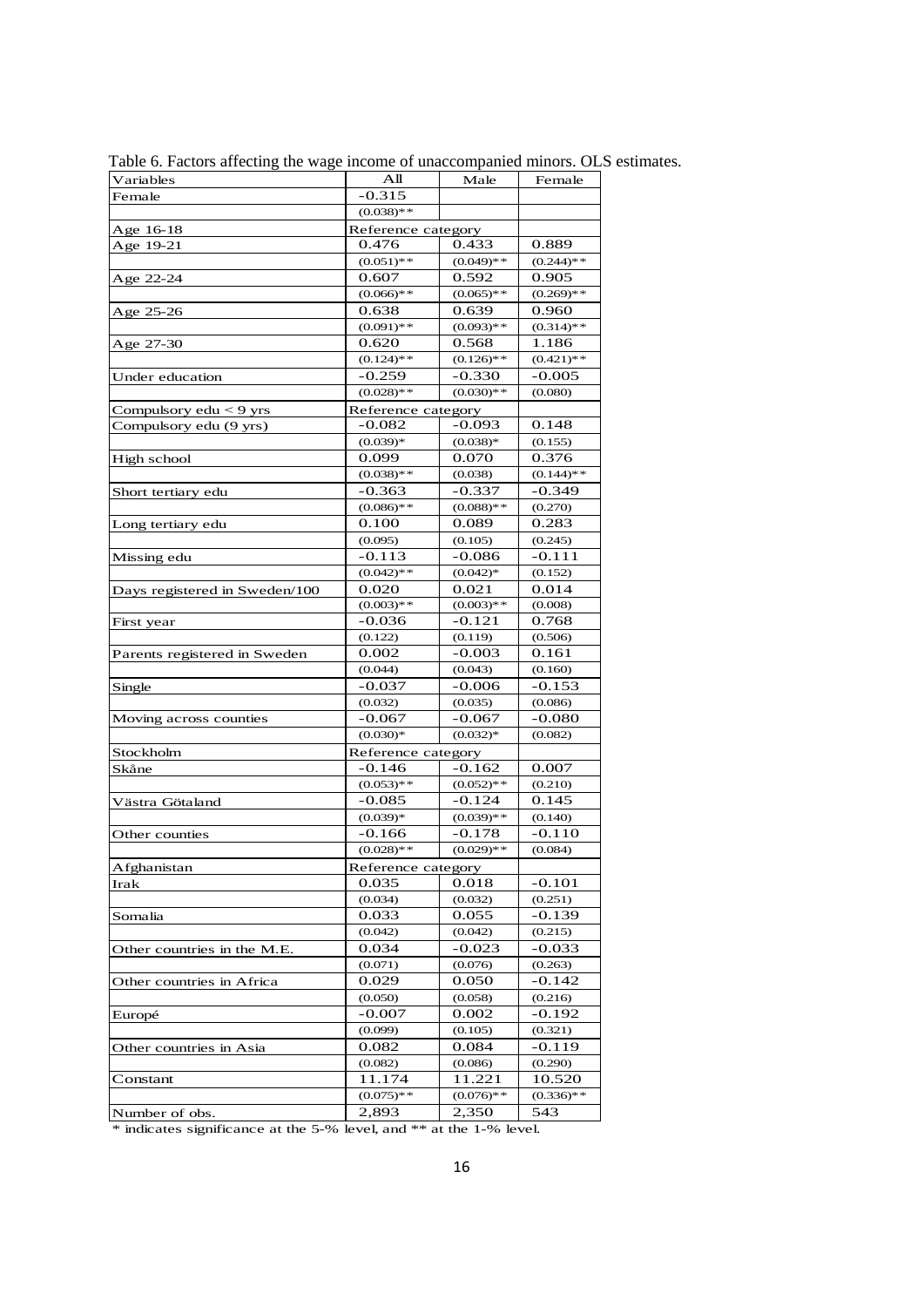Table 6. Factors affecting the wage income of unaccompanied minors. OLS estimates.

| Variables | All | Male | Female |
|---|---|---|---|
| Female | -0.315 | | |
| | (0.038)** | | |
| Age 16-18 | Reference category | | |
| Age 19-21 | 0.476 | 0.433 | 0.889 |
| | (0.051)** | (0.049)** | (0.244)** |
| Age 22-24 | 0.607 | 0.592 | 0.905 |
| | (0.066)** | (0.065)** | (0.269)** |
| Age 25-26 | 0.638 | 0.639 | 0.960 |
| | (0.091)** | (0.093)** | (0.314)** |
| Age 27-30 | 0.620 | 0.568 | 1.186 |
| | (0.124)** | (0.126)** | (0.421)** |
| Under education | -0.259 | -0.330 | -0.005 |
| | (0.028)** | (0.030)** | (0.080) |
| Compulsory edu < 9 yrs | Reference category | | |
| Compulsory edu (9 yrs) | -0.082 | -0.093 | 0.148 |
| | (0.039)* | (0.038)* | (0.155) |
| High school | 0.099 | 0.070 | 0.376 |
| | (0.038)** | (0.038) | (0.144)** |
| Short tertiary edu | -0.363 | -0.337 | -0.349 |
| | (0.086)** | (0.088)** | (0.270) |
| Long tertiary edu | 0.100 | 0.089 | 0.283 |
| | (0.095) | (0.105) | (0.245) |
| Missing edu | -0.113 | -0.086 | -0.111 |
| | (0.042)** | (0.042)* | (0.152) |
| Days registered in Sweden/100 | 0.020 | 0.021 | 0.014 |
| | (0.003)** | (0.003)** | (0.008) |
| First year | -0.036 | -0.121 | 0.768 |
| | (0.122) | (0.119) | (0.506) |
| Parents registered in Sweden | 0.002 | -0.003 | 0.161 |
| | (0.044) | (0.043) | (0.160) |
| Single | -0.037 | -0.006 | -0.153 |
| | (0.032) | (0.035) | (0.086) |
| Moving across counties | -0.067 | -0.067 | -0.080 |
| | (0.030)* | (0.032)* | (0.082) |
| Stockholm | Reference category | | |
| Skåne | -0.146 | -0.162 | 0.007 |
| | (0.053)** | (0.052)** | (0.210) |
| Västra Götaland | -0.085 | -0.124 | 0.145 |
| | (0.039)* | (0.039)** | (0.140) |
| Other counties | -0.166 | -0.178 | -0.110 |
| | (0.028)** | (0.029)** | (0.084) |
| Afghanistan | Reference category | | |
| Irak | 0.035 | 0.018 | -0.101 |
| | (0.034) | (0.032) | (0.251) |
| Somalia | 0.033 | 0.055 | -0.139 |
| | (0.042) | (0.042) | (0.215) |
| Other countries in the M.E. | 0.034 | -0.023 | -0.033 |
| | (0.071) | (0.076) | (0.263) |
| Other countries in Africa | 0.029 | 0.050 | -0.142 |
| | (0.050) | (0.058) | (0.216) |
| Europé | -0.007 | 0.002 | -0.192 |
| | (0.099) | (0.105) | (0.321) |
| Other countries in Asia | 0.082 | 0.084 | -0.119 |
| | (0.082) | (0.086) | (0.290) |
| Constant | 11.174 | 11.221 | 10.520 |
| | (0.075)** | (0.076)** | (0.336)** |
| Number of obs. | 2,893 | 2,350 | 543 |

\* indicates significance at the 5-% level, and ** at the 1-% level.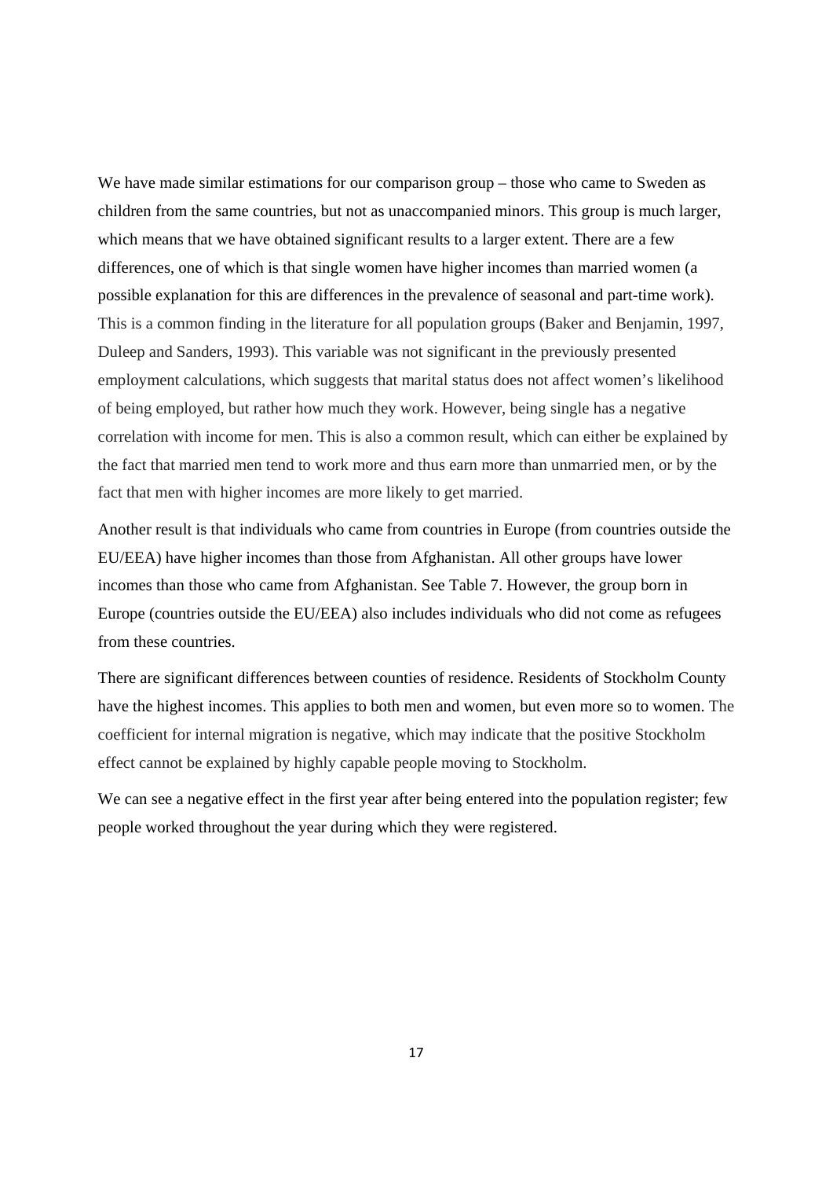We have made similar estimations for our comparison group – those who came to Sweden as children from the same countries, but not as unaccompanied minors. This group is much larger, which means that we have obtained significant results to a larger extent. There are a few differences, one of which is that single women have higher incomes than married women (a possible explanation for this are differences in the prevalence of seasonal and part-time work). This is a common finding in the literature for all population groups (Baker and Benjamin, 1997, Duleep and Sanders, 1993). This variable was not significant in the previously presented employment calculations, which suggests that marital status does not affect women's likelihood of being employed, but rather how much they work. However, being single has a negative correlation with income for men. This is also a common result, which can either be explained by the fact that married men tend to work more and thus earn more than unmarried men, or by the fact that men with higher incomes are more likely to get married.

Another result is that individuals who came from countries in Europe (from countries outside the EU/EEA) have higher incomes than those from Afghanistan. All other groups have lower incomes than those who came from Afghanistan. See Table 7. However, the group born in Europe (countries outside the EU/EEA) also includes individuals who did not come as refugees from these countries.

There are significant differences between counties of residence. Residents of Stockholm County have the highest incomes. This applies to both men and women, but even more so to women. The coefficient for internal migration is negative, which may indicate that the positive Stockholm effect cannot be explained by highly capable people moving to Stockholm.

We can see a negative effect in the first year after being entered into the population register; few people worked throughout the year during which they were registered.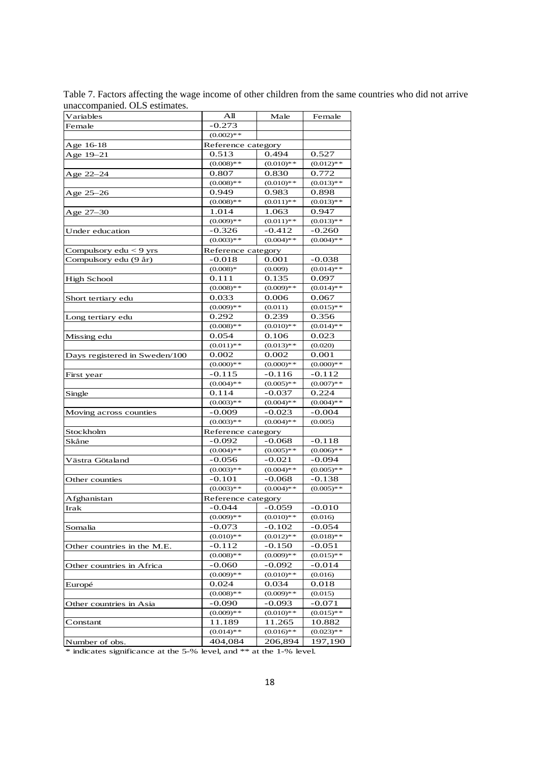Table 7. Factors affecting the wage income of other children from the same countries who did not arrive unaccompanied. OLS estimates.

| Variables | All | Male | Female |
|---|---|---|---|
| Female | -0.273 | | |
| | (0.002)** | | |
| Age 16-18 | Reference category | | |
| Age 19–21 | 0.513 | 0.494 | 0.527 |
| | (0.008)** | (0.010)** | (0.012)** |
| Age 22–24 | 0.807 | 0.830 | 0.772 |
| | (0.008)** | (0.010)** | (0.013)** |
| Age 25–26 | 0.949 | 0.983 | 0.898 |
| | (0.008)** | (0.011)** | (0.013)** |
| Age 27–30 | 1.014 | 1.063 | 0.947 |
| | (0.009)** | (0.011)** | (0.013)** |
| Under education | -0.326 | -0.412 | -0.260 |
| | (0.003)** | (0.004)** | (0.004)** |
| Compulsory edu < 9 yrs | Reference category | | |
| Compulsory edu (9 år) | -0.018 | 0.001 | -0.038 |
| | (0.008)* | (0.009) | (0.014)** |
| High School | 0.111 | 0.135 | 0.097 |
| | (0.008)** | (0.009)** | (0.014)** |
| Short tertiary edu | 0.033 | 0.006 | 0.067 |
| | (0.009)** | (0.011) | (0.015)** |
| Long tertiary edu | 0.292 | 0.239 | 0.356 |
| | (0.008)** | (0.010)** | (0.014)** |
| Missing edu | 0.054 | 0.106 | 0.023 |
| | (0.011)** | (0.013)** | (0.020) |
| Days registered in Sweden/100 | 0.002 | 0.002 | 0.001 |
| | (0.000)** | (0.000)** | (0.000)** |
| First year | -0.115 | -0.116 | -0.112 |
| | (0.004)** | (0.005)** | (0.007)** |
| Single | 0.114 | -0.037 | 0.224 |
| | (0.003)** | (0.004)** | (0.004)** |
| Moving across counties | -0.009 | -0.023 | -0.004 |
| | (0.003)** | (0.004)** | (0.005) |
| Stockholm | Reference category | | |
| Skåne | -0.092 | -0.068 | -0.118 |
| | (0.004)** | (0.005)** | (0.006)** |
| Västra Götaland | -0.056 | -0.021 | -0.094 |
| | (0.003)** | (0.004)** | (0.005)** |
| Other counties | -0.101 | -0.068 | -0.138 |
| | (0.003)** | (0.004)** | (0.005)** |
| Afghanistan | Reference category | | |
| Irak | -0.044 | -0.059 | -0.010 |
| | (0.009)** | (0.010)** | (0.016) |
| Somalia | -0.073 | -0.102 | -0.054 |
| | (0.010)** | (0.012)** | (0.018)** |
| Other countries in the M.E. | -0.112 | -0.150 | -0.051 |
| | (0.008)** | (0.009)** | (0.015)** |
| Other countries in Africa | -0.060 | -0.092 | -0.014 |
| | (0.009)** | (0.010)** | (0.016) |
| Europé | 0.024 | 0.034 | 0.018 |
| | (0.008)** | (0.009)** | (0.015) |
| Other countries in Asia | -0.090 | -0.093 | -0.071 |
| | (0.009)** | (0.010)** | (0.015)** |
| Constant | 11.189 | 11.265 | 10.882 |
| | (0.014)** | (0.016)** | (0.023)** |
| Number of obs. | 404,084 | 206,894 | 197,190 |

* indicates significance at the 5-% level, and ** at the 1-% level.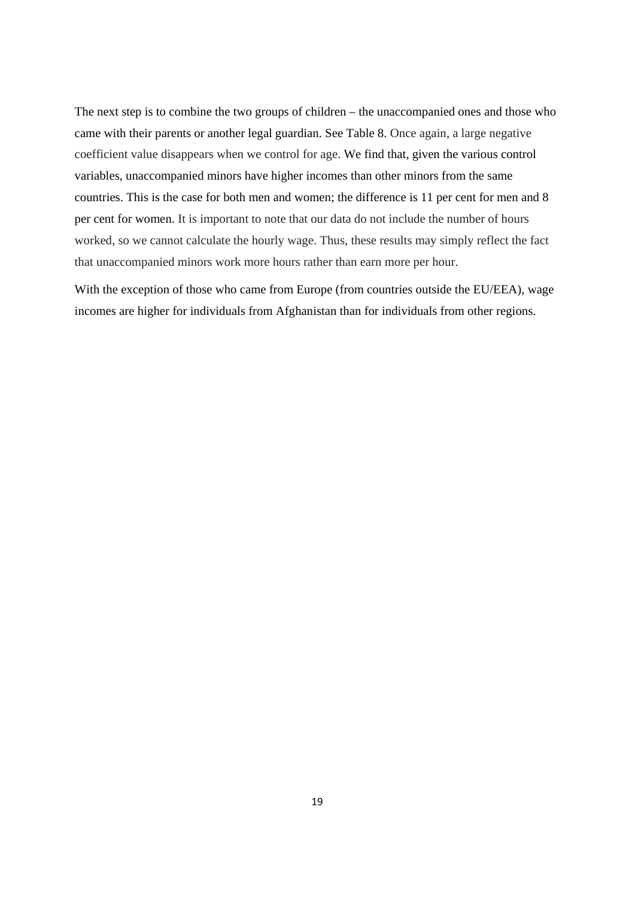The next step is to combine the two groups of children – the unaccompanied ones and those who came with their parents or another legal guardian. See Table 8. Once again, a large negative coefficient value disappears when we control for age. We find that, given the various control variables, unaccompanied minors have higher incomes than other minors from the same countries. This is the case for both men and women; the difference is 11 per cent for men and 8 per cent for women. It is important to note that our data do not include the number of hours worked, so we cannot calculate the hourly wage. Thus, these results may simply reflect the fact that unaccompanied minors work more hours rather than earn more per hour.

With the exception of those who came from Europe (from countries outside the EU/EEA), wage incomes are higher for individuals from Afghanistan than for individuals from other regions.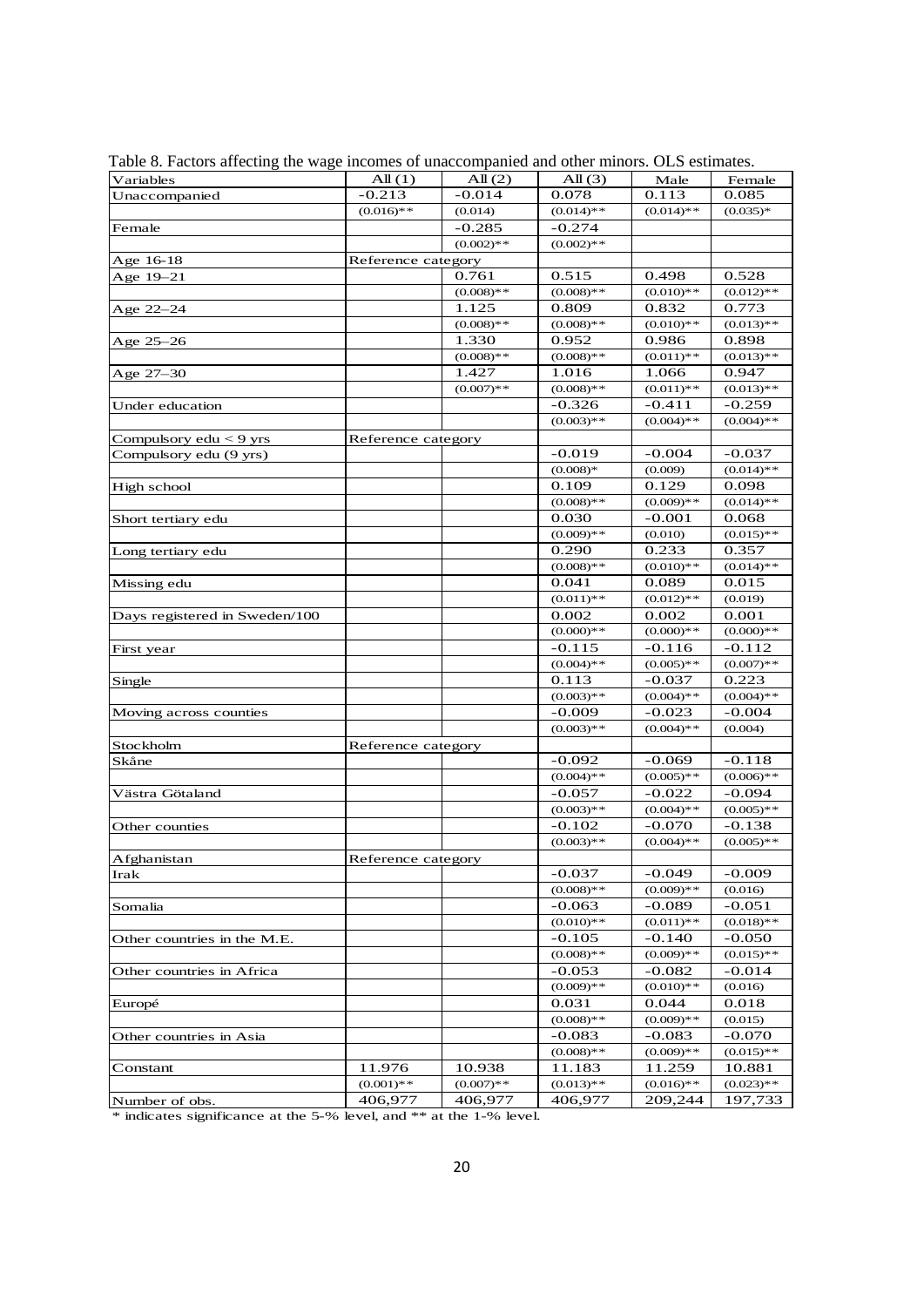Table 8. Factors affecting the wage incomes of unaccompanied and other minors. OLS estimates.

| Variables | All (1) | All (2) | All (3) | Male | Female |
|---|---|---|---|---|---|
| Unaccompanied | -0.213 | -0.014 | 0.078 | 0.113 | 0.085 |
| | (0.016)** | (0.014) | (0.014)** | (0.014)** | (0.035)* |
| Female | | -0.285 | -0.274 | | |
| | | (0.002)** | (0.002)** | | |
| Age 16-18 | Reference category | | | | |
| Age 19–21 | | 0.761 | 0.515 | 0.498 | 0.528 |
| | | (0.008)** | (0.008)** | (0.010)** | (0.012)** |
| Age 22–24 | | 1.125 | 0.809 | 0.832 | 0.773 |
| | | (0.008)** | (0.008)** | (0.010)** | (0.013)** |
| Age 25–26 | | 1.330 | 0.952 | 0.986 | 0.898 |
| | | (0.008)** | (0.008)** | (0.011)** | (0.013)** |
| Age 27–30 | | 1.427 | 1.016 | 1.066 | 0.947 |
| | | (0.007)** | (0.008)** | (0.011)** | (0.013)** |
| Under education | | | -0.326 | -0.411 | -0.259 |
| | | | (0.003)** | (0.004)** | (0.004)** |
| Compulsory edu < 9 yrs | Reference category | | | | |
| Compulsory edu (9 yrs) | | | -0.019 | -0.004 | -0.037 |
| | | | (0.008)* | (0.009) | (0.014)** |
| High school | | | 0.109 | 0.129 | 0.098 |
| | | | (0.008)** | (0.009)** | (0.014)** |
| Short tertiary edu | | | 0.030 | -0.001 | 0.068 |
| | | | (0.009)** | (0.010) | (0.015)** |
| Long tertiary edu | | | 0.290 | 0.233 | 0.357 |
| | | | (0.008)** | (0.010)** | (0.014)** |
| Missing edu | | | 0.041 | 0.089 | 0.015 |
| | | | (0.011)** | (0.012)** | (0.019) |
| Days registered in Sweden/100 | | | 0.002 | 0.002 | 0.001 |
| | | | (0.000)** | (0.000)** | (0.000)** |
| First year | | | -0.115 | -0.116 | -0.112 |
| | | | (0.004)** | (0.005)** | (0.007)** |
| Single | | | 0.113 | -0.037 | 0.223 |
| | | | (0.003)** | (0.004)** | (0.004)** |
| Moving across counties | | | -0.009 | -0.023 | -0.004 |
| | | | (0.003)** | (0.004)** | (0.004) |
| Stockholm | Reference category | | | | |
| Skåne | | | -0.092 | -0.069 | -0.118 |
| | | | (0.004)** | (0.005)** | (0.006)** |
| Västra Götaland | | | -0.057 | -0.022 | -0.094 |
| | | | (0.003)** | (0.004)** | (0.005)** |
| Other counties | | | -0.102 | -0.070 | -0.138 |
| | | | (0.003)** | (0.004)** | (0.005)** |
| Afghanistan | Reference category | | | | |
| Irak | | | -0.037 | -0.049 | -0.009 |
| | | | (0.008)** | (0.009)** | (0.016) |
| Somalia | | | -0.063 | -0.089 | -0.051 |
| | | | (0.010)** | (0.011)** | (0.018)** |
| Other countries in the M.E. | | | -0.105 | -0.140 | -0.050 |
| | | | (0.008)** | (0.009)** | (0.015)** |
| Other countries in Africa | | | -0.053 | -0.082 | -0.014 |
| | | | (0.009)** | (0.010)** | (0.016) |
| Europé | | | 0.031 | 0.044 | 0.018 |
| | | | (0.008)** | (0.009)** | (0.015) |
| Other countries in Asia | | | -0.083 | -0.083 | -0.070 |
| | | | (0.008)** | (0.009)** | (0.015)** |
| Constant | 11.976 | 10.938 | 11.183 | 11.259 | 10.881 |
| | (0.001)** | (0.007)** | (0.013)** | (0.016)** | (0.023)** |
| Number of obs. | 406,977 | 406,977 | 406,977 | 209,244 | 197,733 |

* indicates significance at the 5-% level, and ** at the 1-% level.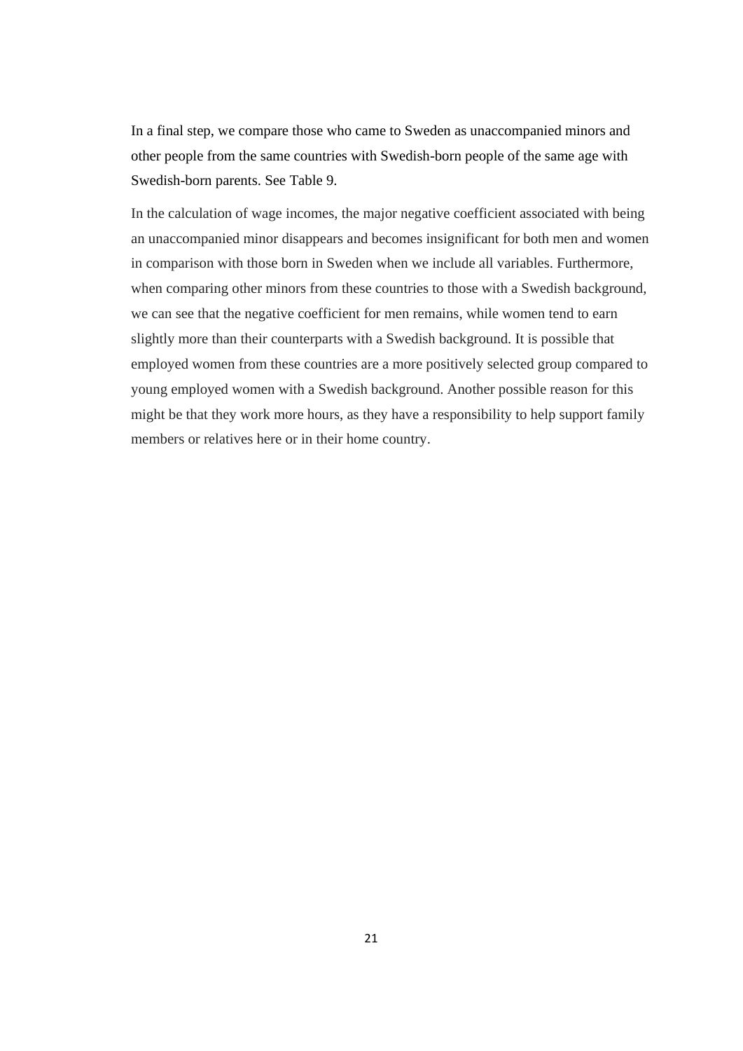In a final step, we compare those who came to Sweden as unaccompanied minors and other people from the same countries with Swedish-born people of the same age with Swedish-born parents. See Table 9.

In the calculation of wage incomes, the major negative coefficient associated with being an unaccompanied minor disappears and becomes insignificant for both men and women in comparison with those born in Sweden when we include all variables. Furthermore, when comparing other minors from these countries to those with a Swedish background, we can see that the negative coefficient for men remains, while women tend to earn slightly more than their counterparts with a Swedish background. It is possible that employed women from these countries are a more positively selected group compared to young employed women with a Swedish background. Another possible reason for this might be that they work more hours, as they have a responsibility to help support family members or relatives here or in their home country.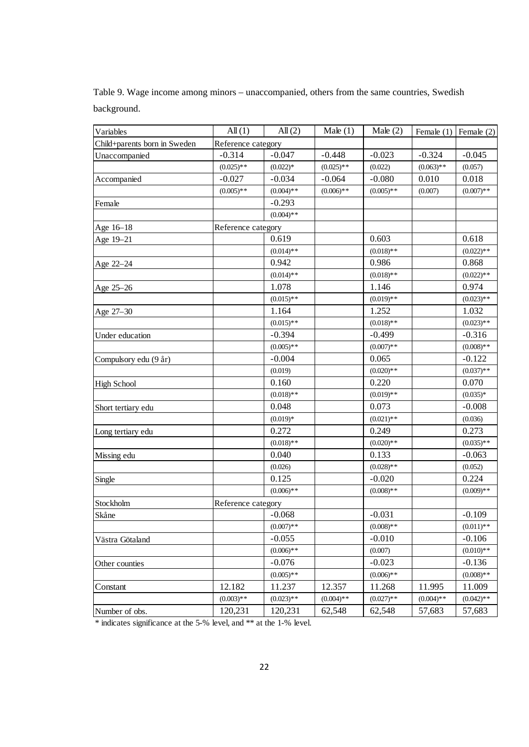Table 9. Wage income among minors – unaccompanied, others from the same countries, Swedish background.

| Variables | All (1) | All (2) | Male (1) | Male (2) | Female (1) | Female (2) |
|---|---|---|---|---|---|---|
| Child+parents born in Sweden | Reference category | | | | | |
| Unaccompanied | -0.314 | -0.047 | -0.448 | -0.023 | -0.324 | -0.045 |
| | (0.025)** | (0.022)* | (0.025)** | (0.022) | (0.063)** | (0.057) |
| Accompanied | -0.027 | -0.034 | -0.064 | -0.080 | 0.010 | 0.018 |
| | (0.005)** | (0.004)** | (0.006)** | (0.005)** | (0.007) | (0.007)** |
| Female | | -0.293 | | | | |
| | | (0.004)** | | | | |
| Age 16–18 | Reference category | | | | | |
| Age 19–21 | | 0.619 | | 0.603 | | 0.618 |
| | | (0.014)** | | (0.018)** | | (0.022)** |
| Age 22–24 | | 0.942 | | 0.986 | | 0.868 |
| | | (0.014)** | | (0.018)** | | (0.022)** |
| Age 25–26 | | 1.078 | | 1.146 | | 0.974 |
| | | (0.015)** | | (0.019)** | | (0.023)** |
| Age 27–30 | | 1.164 | | 1.252 | | 1.032 |
| | | (0.015)** | | (0.018)** | | (0.023)** |
| Under education | | -0.394 | | -0.499 | | -0.316 |
| | | (0.005)** | | (0.007)** | | (0.008)** |
| Compulsory edu (9 år) | | -0.004 | | 0.065 | | -0.122 |
| | | (0.019) | | (0.020)** | | (0.037)** |
| High School | | 0.160 | | 0.220 | | 0.070 |
| | | (0.018)** | | (0.019)** | | (0.035)* |
| Short tertiary edu | | 0.048 | | 0.073 | | -0.008 |
| | | (0.019)* | | (0.021)** | | (0.036) |
| Long tertiary edu | | 0.272 | | 0.249 | | 0.273 |
| | | (0.018)** | | (0.020)** | | (0.035)** |
| Missing edu | | 0.040 | | 0.133 | | -0.063 |
| | | (0.026) | | (0.028)** | | (0.052) |
| Single | | 0.125 | | -0.020 | | 0.224 |
| | | (0.006)** | | (0.008)** | | (0.009)** |
| Stockholm | Reference category | | | | | |
| Skåne | | -0.068 | | -0.031 | | -0.109 |
| | | (0.007)** | | (0.008)** | | (0.011)** |
| Västra Götaland | | -0.055 | | -0.010 | | -0.106 |
| | | (0.006)** | | (0.007) | | (0.010)** |
| Other counties | | -0.076 | | -0.023 | | -0.136 |
| | | (0.005)** | | (0.006)** | | (0.008)** |
| Constant | 12.182 | 11.237 | 12.357 | 11.268 | 11.995 | 11.009 |
| | (0.003)** | (0.023)** | (0.004)** | (0.027)** | (0.004)** | (0.042)** |
| Number of obs. | 120,231 | 120,231 | 62,548 | 62,548 | 57,683 | 57,683 |

* indicates significance at the 5-% level, and ** at the 1-% level.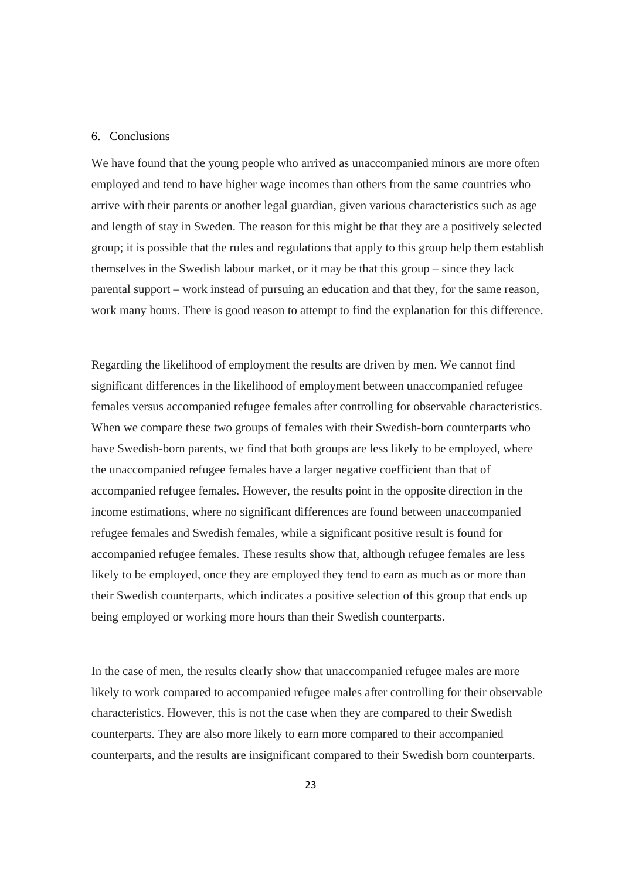## 6. Conclusions

We have found that the young people who arrived as unaccompanied minors are more often employed and tend to have higher wage incomes than others from the same countries who arrive with their parents or another legal guardian, given various characteristics such as age and length of stay in Sweden. The reason for this might be that they are a positively selected group; it is possible that the rules and regulations that apply to this group help them establish themselves in the Swedish labour market, or it may be that this group – since they lack parental support – work instead of pursuing an education and that they, for the same reason, work many hours. There is good reason to attempt to find the explanation for this difference.

Regarding the likelihood of employment the results are driven by men. We cannot find significant differences in the likelihood of employment between unaccompanied refugee females versus accompanied refugee females after controlling for observable characteristics. When we compare these two groups of females with their Swedish-born counterparts who have Swedish-born parents, we find that both groups are less likely to be employed, where the unaccompanied refugee females have a larger negative coefficient than that of accompanied refugee females. However, the results point in the opposite direction in the income estimations, where no significant differences are found between unaccompanied refugee females and Swedish females, while a significant positive result is found for accompanied refugee females. These results show that, although refugee females are less likely to be employed, once they are employed they tend to earn as much as or more than their Swedish counterparts, which indicates a positive selection of this group that ends up being employed or working more hours than their Swedish counterparts.

In the case of men, the results clearly show that unaccompanied refugee males are more likely to work compared to accompanied refugee males after controlling for their observable characteristics. However, this is not the case when they are compared to their Swedish counterparts. They are also more likely to earn more compared to their accompanied counterparts, and the results are insignificant compared to their Swedish born counterparts.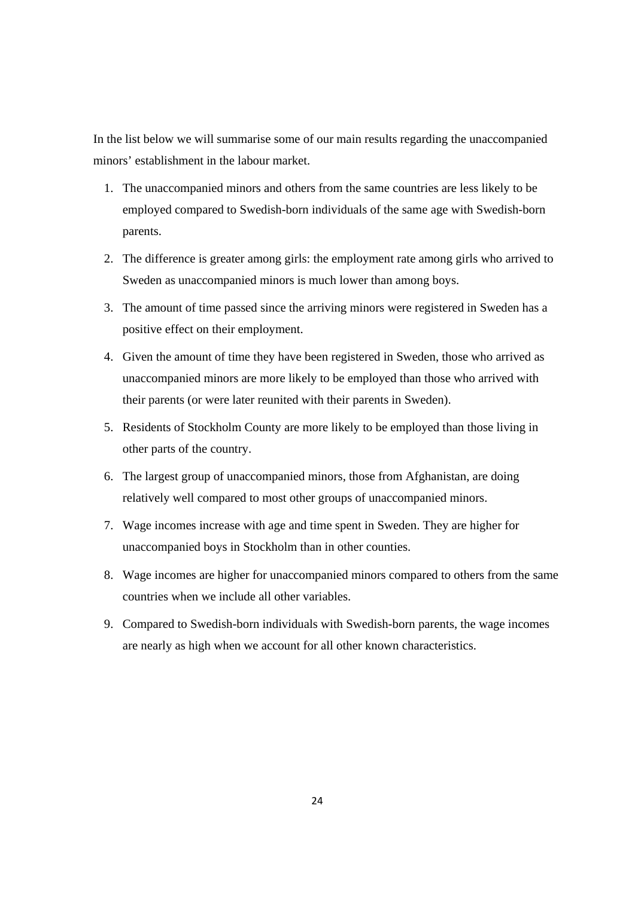In the list below we will summarise some of our main results regarding the unaccompanied minors' establishment in the labour market.

1. The unaccompanied minors and others from the same countries are less likely to be employed compared to Swedish-born individuals of the same age with Swedish-born parents.
2. The difference is greater among girls: the employment rate among girls who arrived to Sweden as unaccompanied minors is much lower than among boys.
3. The amount of time passed since the arriving minors were registered in Sweden has a positive effect on their employment.
4. Given the amount of time they have been registered in Sweden, those who arrived as unaccompanied minors are more likely to be employed than those who arrived with their parents (or were later reunited with their parents in Sweden).
5. Residents of Stockholm County are more likely to be employed than those living in other parts of the country.
6. The largest group of unaccompanied minors, those from Afghanistan, are doing relatively well compared to most other groups of unaccompanied minors.
7. Wage incomes increase with age and time spent in Sweden. They are higher for unaccompanied boys in Stockholm than in other counties.
8. Wage incomes are higher for unaccompanied minors compared to others from the same countries when we include all other variables.
9. Compared to Swedish-born individuals with Swedish-born parents, the wage incomes are nearly as high when we account for all other known characteristics.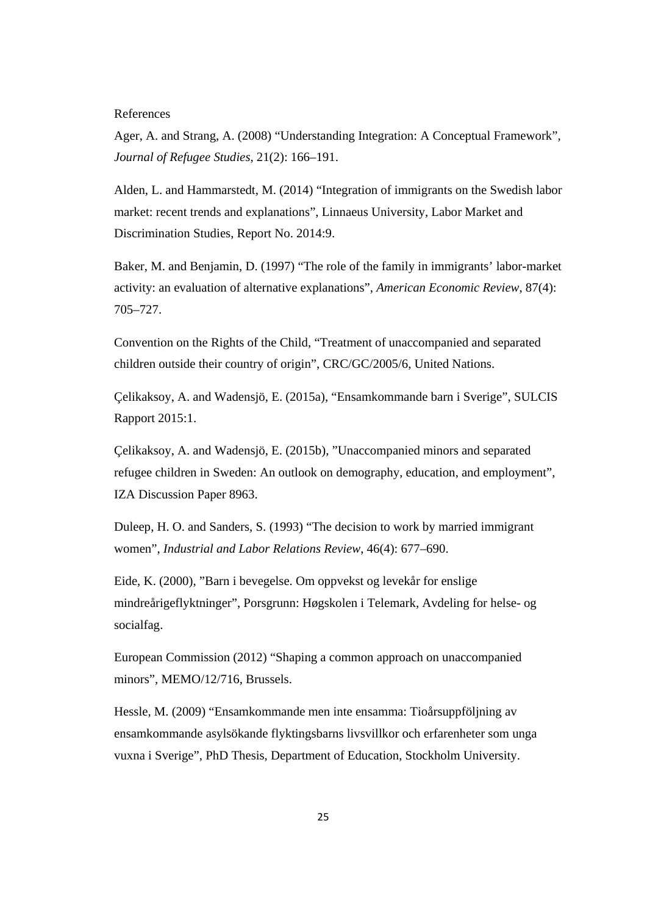## References

Ager, A. and Strang, A. (2008) “Understanding Integration: A Conceptual Framework”, *Journal of Refugee Studies*, 21(2): 166–191.

Alden, L. and Hammarstedt, M. (2014) “Integration of immigrants on the Swedish labor market: recent trends and explanations”, Linnaeus University, Labor Market and Discrimination Studies, Report No. 2014:9.

Baker, M. and Benjamin, D. (1997) “The role of the family in immigrants’ labor-market activity: an evaluation of alternative explanations”, *American Economic Review*, 87(4): 705–727.

Convention on the Rights of the Child, “Treatment of unaccompanied and separated children outside their country of origin”, CRC/GC/2005/6, United Nations.

Çelikaksoy, A. and Wadensjö, E. (2015a), “Ensamkommande barn i Sverige”, SULCIS Rapport 2015:1.

Çelikaksoy, A. and Wadensjö, E. (2015b), ”Unaccompanied minors and separated refugee children in Sweden: An outlook on demography, education, and employment”, IZA Discussion Paper 8963.

Duleep, H. O. and Sanders, S. (1993) “The decision to work by married immigrant women”, *Industrial and Labor Relations Review*, 46(4): 677–690.

Eide, K. (2000), ”Barn i bevegelse. Om oppvekst og levekår for enslige mindreårigeflyktninger”, Porsgrunn: Høgskolen i Telemark, Avdeling for helse- og socialfag.

European Commission (2012) “Shaping a common approach on unaccompanied minors”, MEMO/12/716, Brussels.

Hessle, M. (2009) “Ensamkommande men inte ensamma: Tioårsuppföljning av ensamkommande asylsökande flyktingsbarns livsvillkor och erfarenheter som unga vuxna i Sverige”, PhD Thesis, Department of Education, Stockholm University.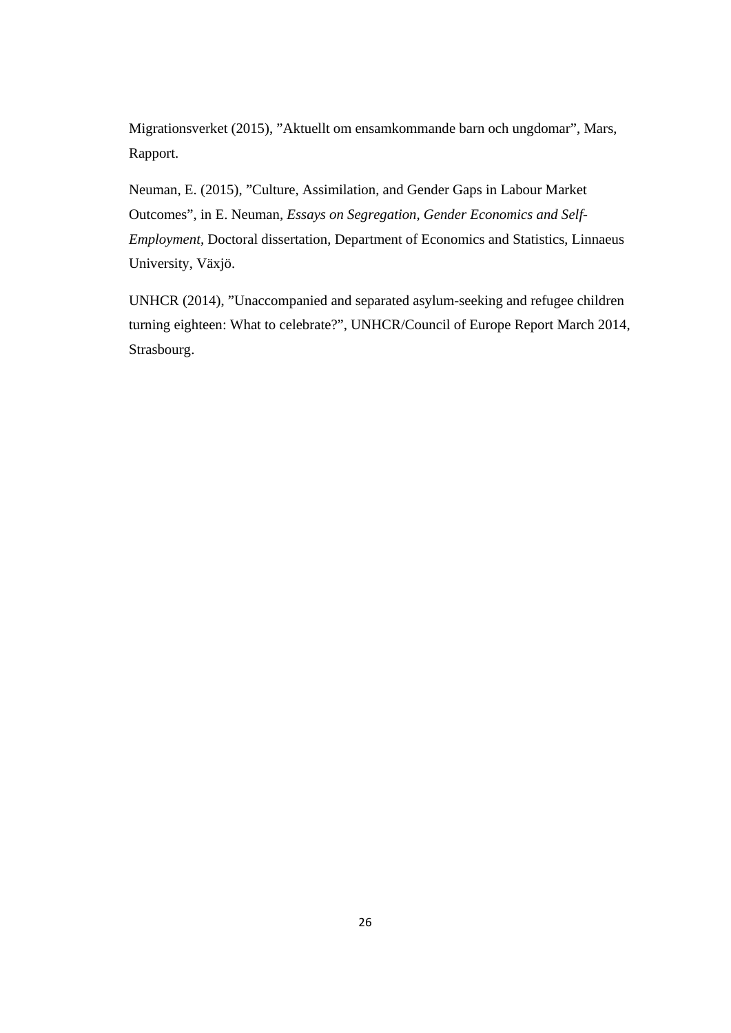Migrationsverket (2015), ”Aktuellt om ensamkommande barn och ungdomar”, Mars, Rapport.

Neuman, E. (2015), ”Culture, Assimilation, and Gender Gaps in Labour Market Outcomes”, in E. Neuman, *Essays on Segregation, Gender Economics and Self-Employment*, Doctoral dissertation, Department of Economics and Statistics, Linnaeus University, Växjö.

UNHCR (2014), ”Unaccompanied and separated asylum-seeking and refugee children turning eighteen: What to celebrate?”, UNHCR/Council of Europe Report March 2014, Strasbourg.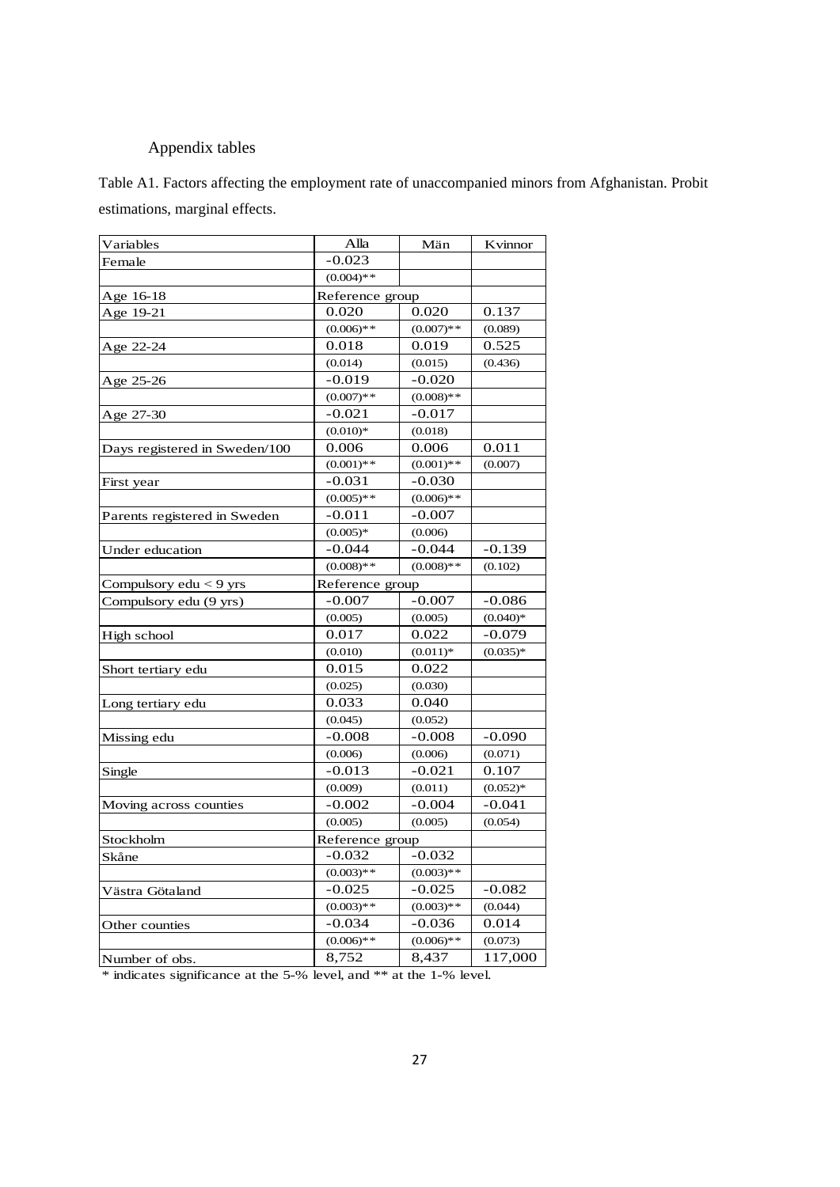Appendix tables

Table A1. Factors affecting the employment rate of unaccompanied minors from Afghanistan. Probit estimations, marginal effects.

| Variables | Alla | Män | Kvinnor |
|---|---|---|---|
| Female | -0.023 | | |
| | (0.004)** | | |
| Age 16-18 | Reference group | | |
| Age 19-21 | 0.020 | 0.020 | 0.137 |
| | (0.006)** | (0.007)** | (0.089) |
| Age 22-24 | 0.018 | 0.019 | 0.525 |
| | (0.014) | (0.015) | (0.436) |
| Age 25-26 | -0.019 | -0.020 | |
| | (0.007)** | (0.008)** | |
| Age 27-30 | -0.021 | -0.017 | |
| | (0.010)* | (0.018) | |
| Days registered in Sweden/100 | 0.006 | 0.006 | 0.011 |
| | (0.001)** | (0.001)** | (0.007) |
| First year | -0.031 | -0.030 | |
| | (0.005)** | (0.006)** | |
| Parents registered in Sweden | -0.011 | -0.007 | |
| | (0.005)* | (0.006) | |
| Under education | -0.044 | -0.044 | -0.139 |
| | (0.008)** | (0.008)** | (0.102) |
| Compulsory edu < 9 yrs | Reference group | | |
| Compulsory edu (9 yrs) | -0.007 | -0.007 | -0.086 |
| | (0.005) | (0.005) | (0.040)* |
| High school | 0.017 | 0.022 | -0.079 |
| | (0.010) | (0.011)* | (0.035)* |
| Short tertiary edu | 0.015 | 0.022 | |
| | (0.025) | (0.030) | |
| Long tertiary edu | 0.033 | 0.040 | |
| | (0.045) | (0.052) | |
| Missing edu | -0.008 | -0.008 | -0.090 |
| | (0.006) | (0.006) | (0.071) |
| Single | -0.013 | -0.021 | 0.107 |
| | (0.009) | (0.011) | (0.052)* |
| Moving across counties | -0.002 | -0.004 | -0.041 |
| | (0.005) | (0.005) | (0.054) |
| Stockholm | Reference group | | |
| Skåne | -0.032 | -0.032 | |
| | (0.003)** | (0.003)** | |
| Västra Götaland | -0.025 | -0.025 | -0.082 |
| | (0.003)** | (0.003)** | (0.044) |
| Other counties | -0.034 | -0.036 | 0.014 |
| | (0.006)** | (0.006)** | (0.073) |
| Number of obs. | 8,752 | 8,437 | 117,000 |

* indicates significance at the 5-% level, and ** at the 1-% level.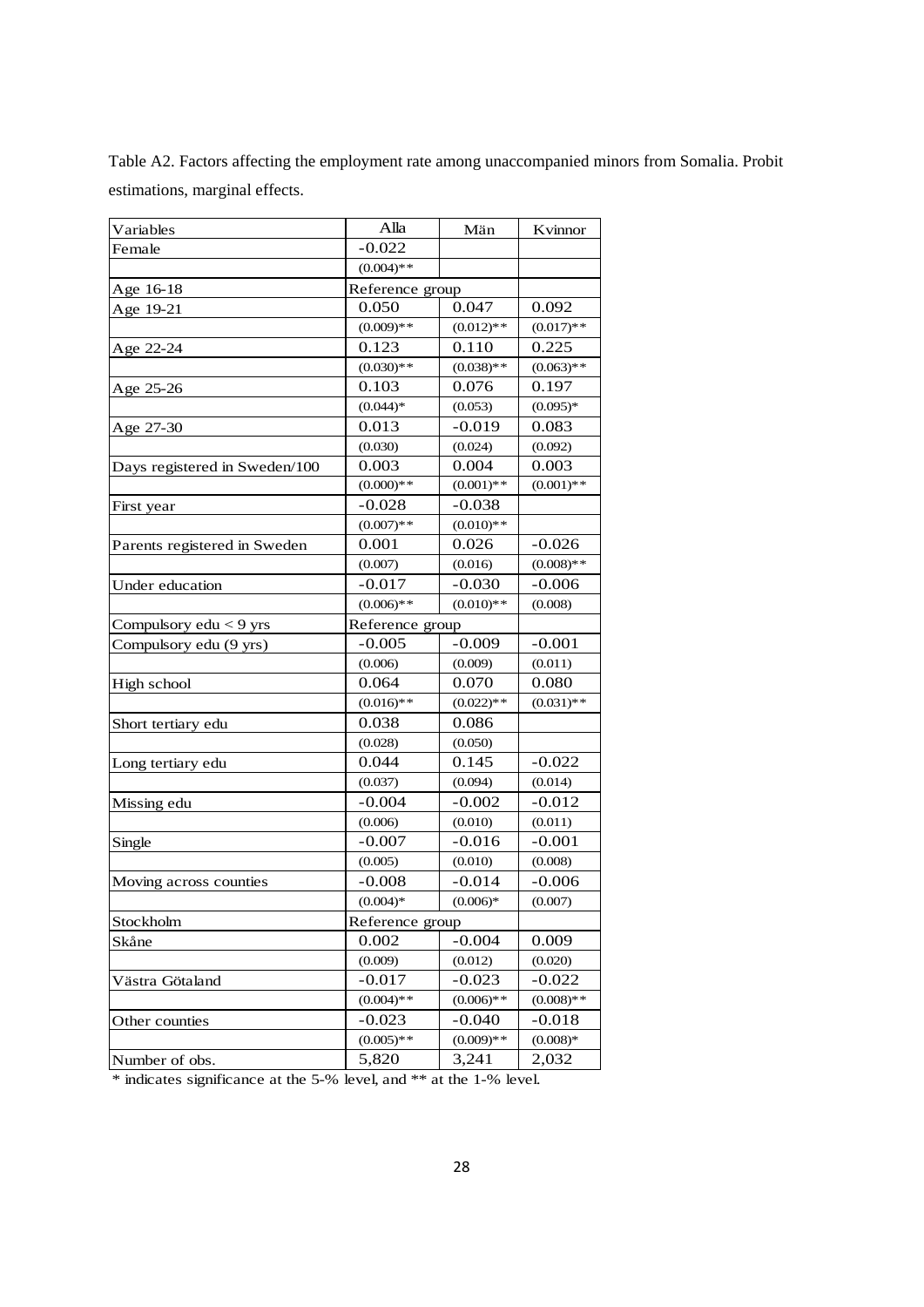Table A2. Factors affecting the employment rate among unaccompanied minors from Somalia. Probit estimations, marginal effects.

| Variables | Alla | Män | Kvinnor |
|---|---|---|---|
| Female | -0.022 | | |
| | (0.004)** | | |
| Age 16-18 | Reference group | | |
| Age 19-21 | 0.050 | 0.047 | 0.092 |
| | (0.009)** | (0.012)** | (0.017)** |
| Age 22-24 | 0.123 | 0.110 | 0.225 |
| | (0.030)** | (0.038)** | (0.063)** |
| Age 25-26 | 0.103 | 0.076 | 0.197 |
| | (0.044)* | (0.053) | (0.095)* |
| Age 27-30 | 0.013 | -0.019 | 0.083 |
| | (0.030) | (0.024) | (0.092) |
| Days registered in Sweden/100 | 0.003 | 0.004 | 0.003 |
| | (0.000)** | (0.001)** | (0.001)** |
| First year | -0.028 | -0.038 | |
| | (0.007)** | (0.010)** | |
| Parents registered in Sweden | 0.001 | 0.026 | -0.026 |
| | (0.007) | (0.016) | (0.008)** |
| Under education | -0.017 | -0.030 | -0.006 |
| | (0.006)** | (0.010)** | (0.008) |
| Compulsory edu < 9 yrs | Reference group | | |
| Compulsory edu (9 yrs) | -0.005 | -0.009 | -0.001 |
| | (0.006) | (0.009) | (0.011) |
| High school | 0.064 | 0.070 | 0.080 |
| | (0.016)** | (0.022)** | (0.031)** |
| Short tertiary edu | 0.038 | 0.086 | |
| | (0.028) | (0.050) | |
| Long tertiary edu | 0.044 | 0.145 | -0.022 |
| | (0.037) | (0.094) | (0.014) |
| Missing edu | -0.004 | -0.002 | -0.012 |
| | (0.006) | (0.010) | (0.011) |
| Single | -0.007 | -0.016 | -0.001 |
| | (0.005) | (0.010) | (0.008) |
| Moving across counties | -0.008 | -0.014 | -0.006 |
| | (0.004)* | (0.006)* | (0.007) |
| Stockholm | Reference group | | |
| Skåne | 0.002 | -0.004 | 0.009 |
| | (0.009) | (0.012) | (0.020) |
| Västra Götaland | -0.017 | -0.023 | -0.022 |
| | (0.004)** | (0.006)** | (0.008)** |
| Other counties | -0.023 | -0.040 | -0.018 |
| | (0.005)** | (0.009)** | (0.008)* |
| Number of obs. | 5,820 | 3,241 | 2,032 |

* indicates significance at the 5-% level, and ** at the 1-% level.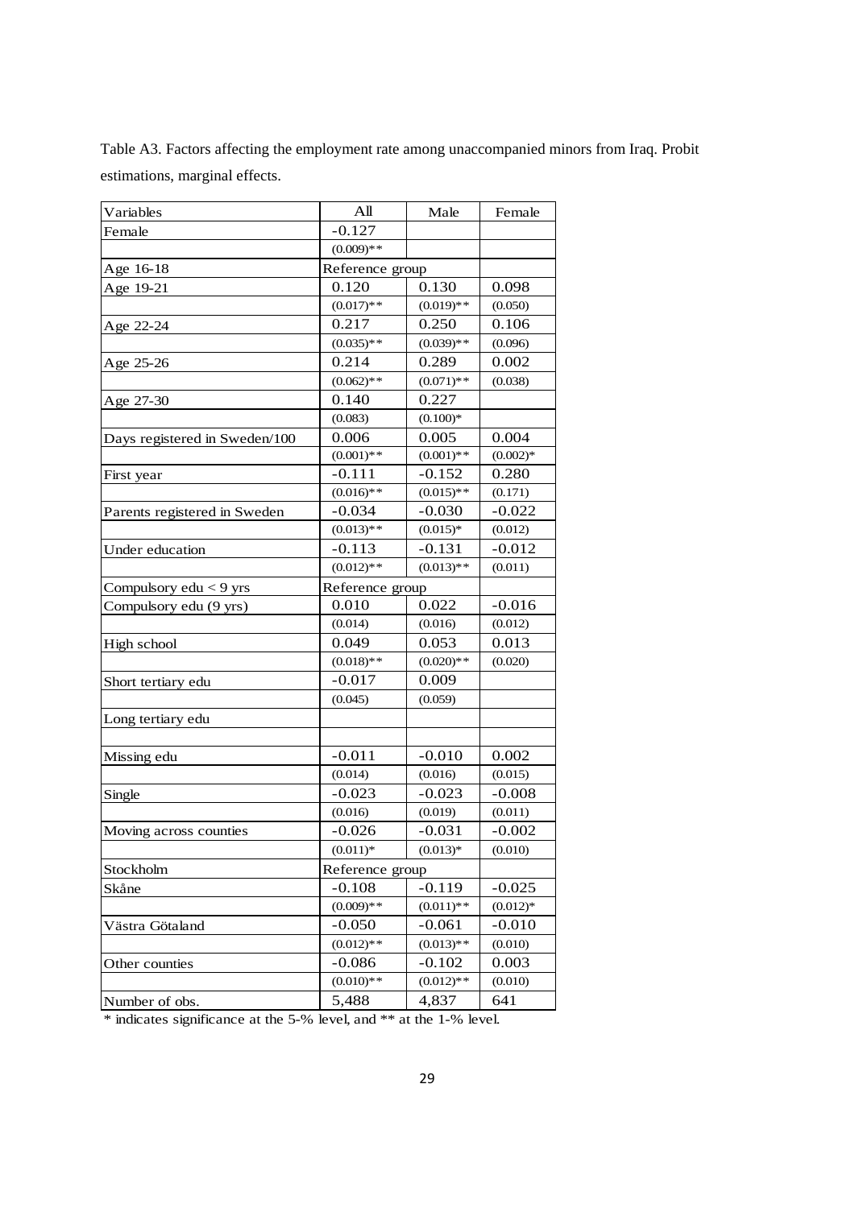Table A3. Factors affecting the employment rate among unaccompanied minors from Iraq. Probit estimations, marginal effects.

| Variables | All | Male | Female |
|---|---|---|---|
| Female | -0.127 | | |
| | (0.009)** | | |
| Age 16-18 | Reference group | | |
| Age 19-21 | 0.120 | 0.130 | 0.098 |
| | (0.017)** | (0.019)** | (0.050) |
| Age 22-24 | 0.217 | 0.250 | 0.106 |
| | (0.035)** | (0.039)** | (0.096) |
| Age 25-26 | 0.214 | 0.289 | 0.002 |
| | (0.062)** | (0.071)** | (0.038) |
| Age 27-30 | 0.140 | 0.227 | |
| | (0.083) | (0.100)* | |
| Days registered in Sweden/100 | 0.006 | 0.005 | 0.004 |
| | (0.001)** | (0.001)** | (0.002)* |
| First year | -0.111 | -0.152 | 0.280 |
| | (0.016)** | (0.015)** | (0.171) |
| Parents registered in Sweden | -0.034 | -0.030 | -0.022 |
| | (0.013)** | (0.015)* | (0.012) |
| Under education | -0.113 | -0.131 | -0.012 |
| | (0.012)** | (0.013)** | (0.011) |
| Compulsory edu < 9 yrs | Reference group | | |
| Compulsory edu (9 yrs) | 0.010 | 0.022 | -0.016 |
| | (0.014) | (0.016) | (0.012) |
| High school | 0.049 | 0.053 | 0.013 |
| | (0.018)** | (0.020)** | (0.020) |
| Short tertiary edu | -0.017 | 0.009 | |
| | (0.045) | (0.059) | |
| Long tertiary edu | | | |
| | | | |
| Missing edu | -0.011 | -0.010 | 0.002 |
| | (0.014) | (0.016) | (0.015) |
| Single | -0.023 | -0.023 | -0.008 |
| | (0.016) | (0.019) | (0.011) |
| Moving across counties | -0.026 | -0.031 | -0.002 |
| | (0.011)* | (0.013)* | (0.010) |
| Stockholm | Reference group | | |
| Skåne | -0.108 | -0.119 | -0.025 |
| | (0.009)** | (0.011)** | (0.012)* |
| Västra Götaland | -0.050 | -0.061 | -0.010 |
| | (0.012)** | (0.013)** | (0.010) |
| Other counties | -0.086 | -0.102 | 0.003 |
| | (0.010)** | (0.012)** | (0.010) |
| Number of obs. | 5,488 | 4,837 | 641 |

* indicates significance at the 5-% level, and ** at the 1-% level.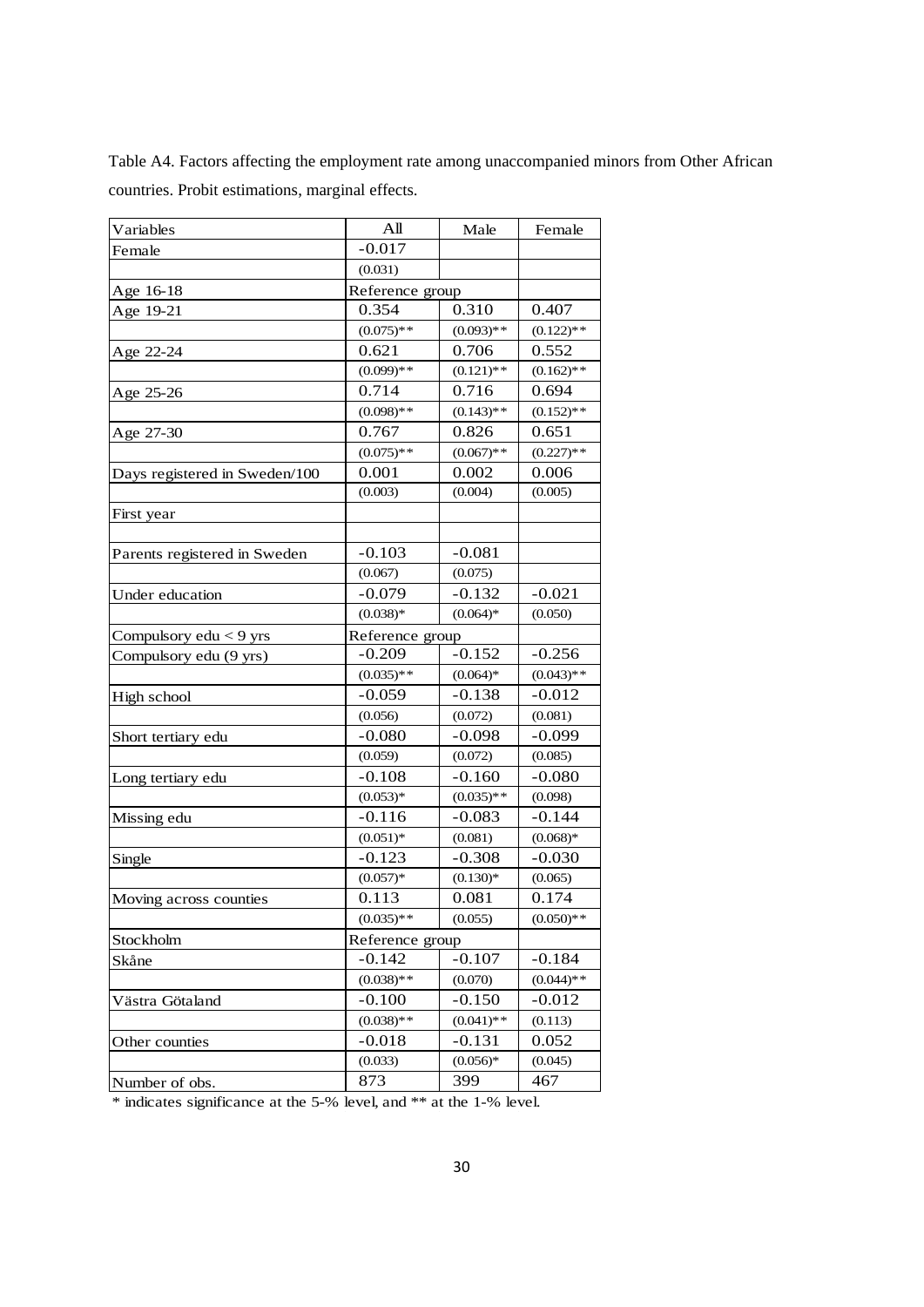Table A4. Factors affecting the employment rate among unaccompanied minors from Other African countries. Probit estimations, marginal effects.

| Variables | All | Male | Female |
| --- | --- | --- | --- |
| Female | -0.017 | | |
| | (0.031) | | |
| Age 16-18 | Reference group | | |
| Age 19-21 | 0.354 | 0.310 | 0.407 |
| | (0.075)** | (0.093)** | (0.122)** |
| Age 22-24 | 0.621 | 0.706 | 0.552 |
| | (0.099)** | (0.121)** | (0.162)** |
| Age 25-26 | 0.714 | 0.716 | 0.694 |
| | (0.098)** | (0.143)** | (0.152)** |
| Age 27-30 | 0.767 | 0.826 | 0.651 |
| | (0.075)** | (0.067)** | (0.227)** |
| Days registered in Sweden/100 | 0.001 | 0.002 | 0.006 |
| | (0.003) | (0.004) | (0.005) |
| First year | | | |
| | | | |
| Parents registered in Sweden | -0.103 | -0.081 | |
| | (0.067) | (0.075) | |
| Under education | -0.079 | -0.132 | -0.021 |
| | (0.038)* | (0.064)* | (0.050) |
| Compulsory edu < 9 yrs | Reference group | | |
| Compulsory edu (9 yrs) | -0.209 | -0.152 | -0.256 |
| | (0.035)** | (0.064)* | (0.043)** |
| High school | -0.059 | -0.138 | -0.012 |
| | (0.056) | (0.072) | (0.081) |
| Short tertiary edu | -0.080 | -0.098 | -0.099 |
| | (0.059) | (0.072) | (0.085) |
| Long tertiary edu | -0.108 | -0.160 | -0.080 |
| | (0.053)* | (0.035)** | (0.098) |
| Missing edu | -0.116 | -0.083 | -0.144 |
| | (0.051)* | (0.081) | (0.068)* |
| Single | -0.123 | -0.308 | -0.030 |
| | (0.057)* | (0.130)* | (0.065) |
| Moving across counties | 0.113 | 0.081 | 0.174 |
| | (0.035)** | (0.055) | (0.050)** |
| Stockholm | Reference group | | |
| Skåne | -0.142 | -0.107 | -0.184 |
| | (0.038)** | (0.070) | (0.044)** |
| Västra Götaland | -0.100 | -0.150 | -0.012 |
| | (0.038)** | (0.041)** | (0.113) |
| Other counties | -0.018 | -0.131 | 0.052 |
| | (0.033) | (0.056)* | (0.045) |
| Number of obs. | 873 | 399 | 467 |

* indicates significance at the 5-% level, and ** at the 1-% level.